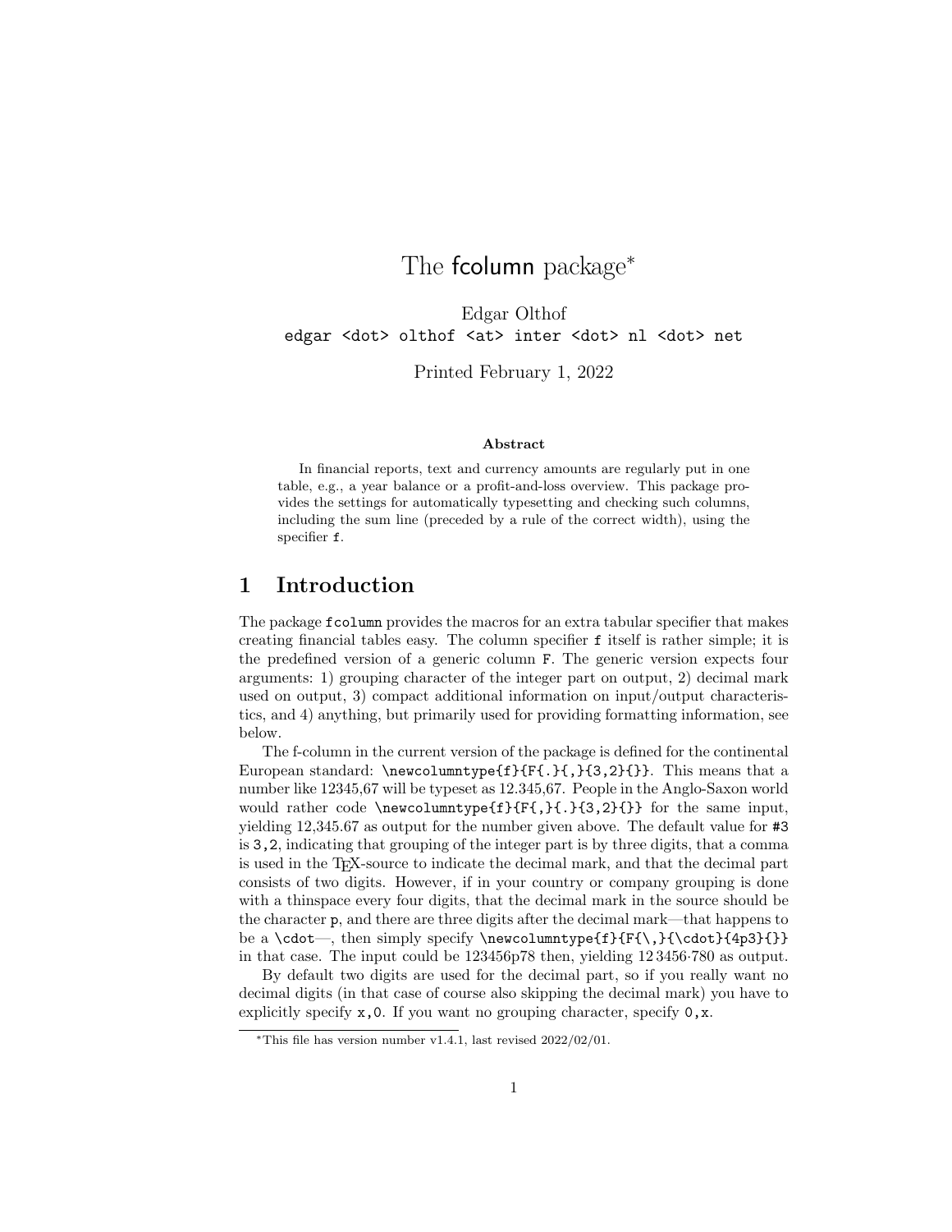# The fcolumn package*

Edgar Olthof

`edgar <dot> olthof <at> inter <dot> nl <dot> net`

Printed February 1, 2022

**Abstract**

In financial reports, text and currency amounts are regularly put in one table, e.g., a year balance or a profit-and-loss overview. This package provides the settings for automatically typesetting and checking such columns, including the sum line (preceded by a rule of the correct width), using the specifier `f`.

## 1 Introduction

The package `fcolumn` provides the macros for an extra tabular specifier that makes creating financial tables easy. The column specifier `f` itself is rather simple; it is the predefined version of a generic column `F`. The generic version expects four arguments: 1) grouping character of the integer part on output, 2) decimal mark used on output, 3) compact additional information on input/output characteristics, and 4) anything, but primarily used for providing formatting information, see below.

The f-column in the current version of the package is defined for the continental European standard: `\newcolumntype{f}{F{.}{,}{3,2}{}}`. This means that a number like 12345,67 will be typeset as 12.345,67. People in the Anglo-Saxon world would rather code `\newcolumntype{f}{F{,}{.}{3,2}{}}` for the same input, yielding 12,345.67 as output for the number given above. The default value for `#3` is `3,2`, indicating that grouping of the integer part is by three digits, that a comma is used in the TEX-source to indicate the decimal mark, and that the decimal part consists of two digits. However, if in your country or company grouping is done with a thinspace every four digits, that the decimal mark in the source should be the character `p`, and there are three digits after the decimal mark—that happens to be a `\cdot`—, then simply specify `\newcolumntype{f}{F{\,}{\cdot}{4p3}{}}` in that case. The input could be 123456p78 then, yielding 12 3456·780 as output.

By default two digits are used for the decimal part, so if you really want no decimal digits (in that case of course also skipping the decimal mark) you have to explicitly specify `x,0`. If you want no grouping character, specify `0,x`.

*This file has version number v1.4.1, last revised 2022/02/01.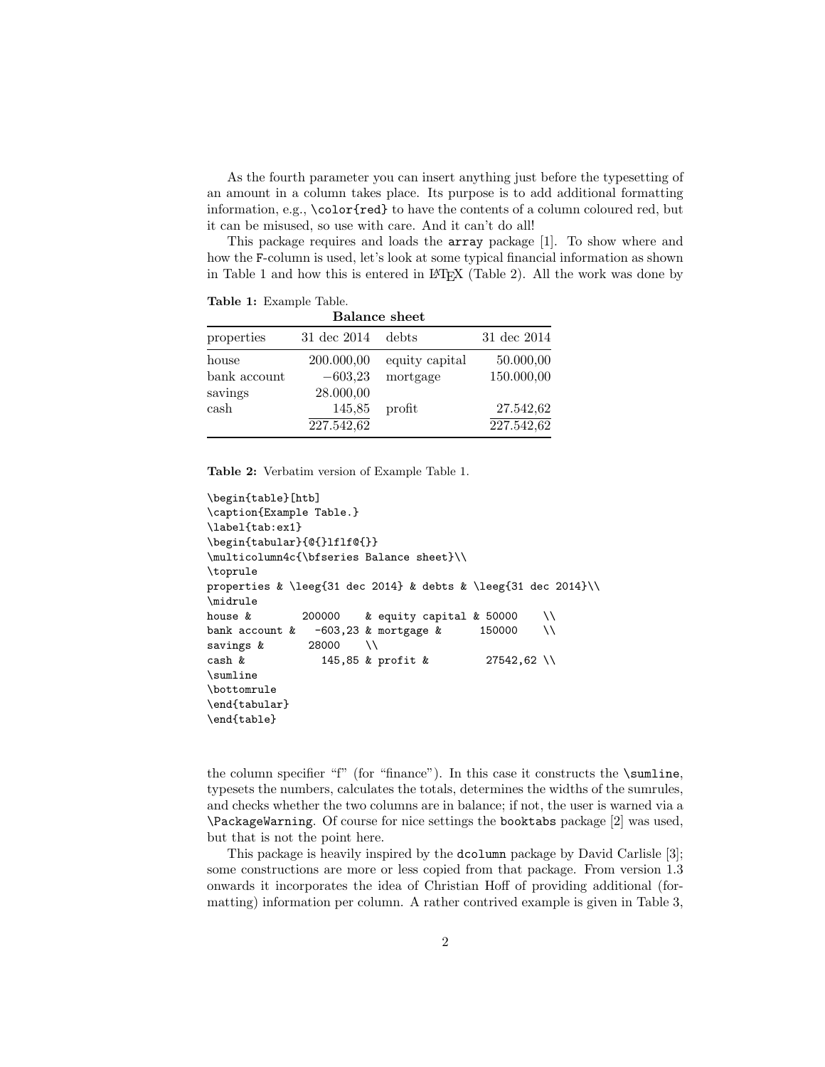As the fourth parameter you can insert anything just before the typesetting of an amount in a column takes place. Its purpose is to add additional formatting information, e.g., `\color{red}` to have the contents of a column coloured red, but it can be misused, so use with care. And it can't do all!

This package requires and loads the `array` package [1]. To show where and how the `F`-column is used, let's look at some typical financial information as shown in Table 1 and how this is entered in LaTeX (Table 2). All the work was done by

**Table 1:** Example Table.

| **Balance sheet** | | | |
|---|---|---|---|
| properties | 31 dec 2014 | debts | 31 dec 2014 |
| house | 200.000,00 | equity capital | 50.000,00 |
| bank account | −603,23 | mortgage | 150.000,00 |
| savings | 28.000,00 | | |
| cash | 145,85 | profit | 27.542,62 |
| | 227.542,62 | | 227.542,62 |

**Table 2:** Verbatim version of Example Table 1.

```
\begin{table}[htb]
\caption{Example Table.}
\label{tab:ex1}
\begin{tabular}{@{}lflf@{}}
\multicolumn4c{\bfseries Balance sheet}\\
\toprule
properties & \leeg{31 dec 2014} & debts & \leeg{31 dec 2014}\\
\midrule
house &        200000    & equity capital & 50000    \\
bank account &   -603,23 & mortgage &      150000    \\
savings &       28000    \\
cash &            145,85 & profit &         27542,62 \\
\sumline
\bottomrule
\end{tabular}
\end{table}
```

the column specifier "f" (for "finance"). In this case it constructs the `\sumline`, typesets the numbers, calculates the totals, determines the widths of the sumrules, and checks whether the two columns are in balance; if not, the user is warned via a `\PackageWarning`. Of course for nice settings the `booktabs` package [2] was used, but that is not the point here.

This package is heavily inspired by the `dcolumn` package by David Carlisle [3]; some constructions are more or less copied from that package. From version 1.3 onwards it incorporates the idea of Christian Hoff of providing additional (formatting) information per column. A rather contrived example is given in Table 3,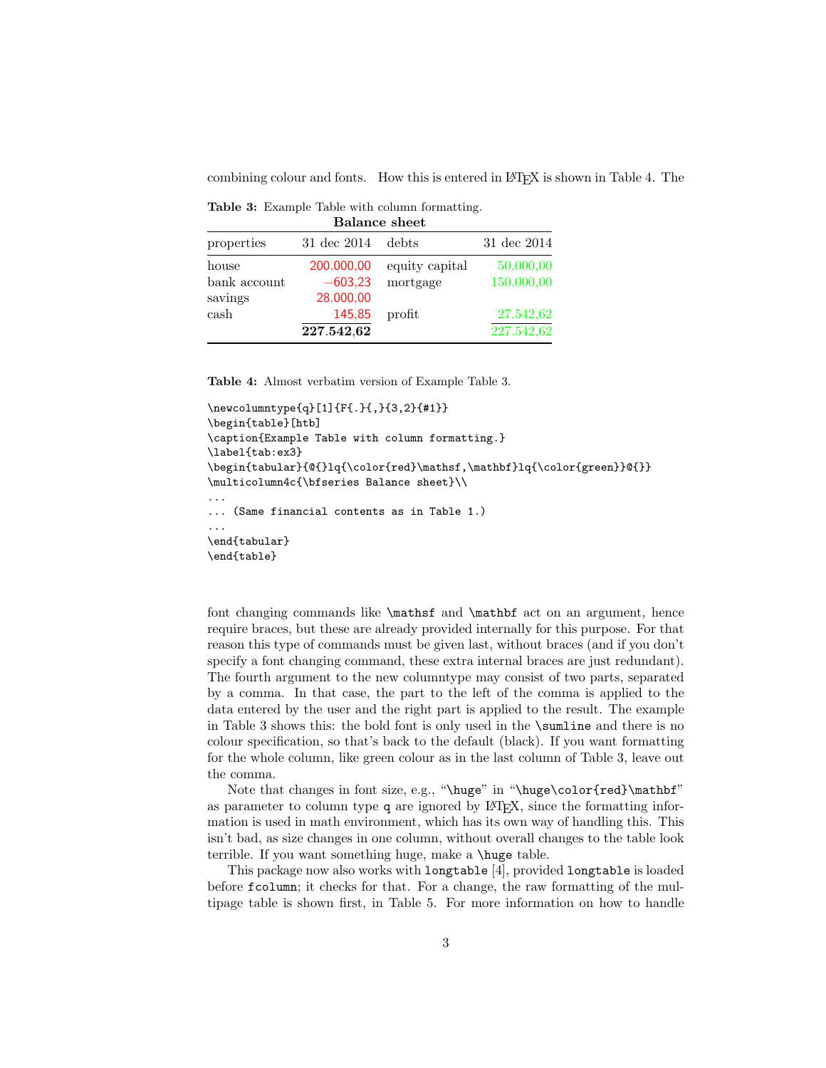combining colour and fonts. How this is entered in LaTeX is shown in Table 4. The

**Table 3:** Example Table with column formatting.

| **Balance sheet** | | | |
|---|---|---|---|
| properties | 31 dec 2014 | debts | 31 dec 2014 |
| house | 200.000,00 | equity capital | 50.000,00 |
| bank account | −603,23 | mortgage | 150.000,00 |
| savings | 28.000,00 | | |
| cash | 145,85 | profit | 27.542,62 |
| | **227.542,62** | | 227.542,62 |

**Table 4:** Almost verbatim version of Example Table 3.

```
\newcolumntype{q}[1]{F{.}{,}{3,2}{#1}}
\begin{table}[htb]
\caption{Example Table with column formatting.}
\label{tab:ex3}
\begin{tabular}{@{}lq{\color{red}\mathsf,\mathbf}lq{\color{green}}@{}}
\multicolumn4c{\bfseries Balance sheet}\\
...
... (Same financial contents as in Table 1.)
...
\end{tabular}
\end{table}
```

font changing commands like `\mathsf` and `\mathbf` act on an argument, hence require braces, but these are already provided internally for this purpose. For that reason this type of commands must be given last, without braces (and if you don't specify a font changing command, these extra internal braces are just redundant). The fourth argument to the new columntype may consist of two parts, separated by a comma. In that case, the part to the left of the comma is applied to the data entered by the user and the right part is applied to the result. The example in Table 3 shows this: the bold font is only used in the `\sumline` and there is no colour specification, so that's back to the default (black). If you want formatting for the whole column, like green colour as in the last column of Table 3, leave out the comma.

Note that changes in font size, e.g., "`\huge`" in "`\huge\color{red}\mathbf`" as parameter to column type `q` are ignored by LaTeX, since the formatting information is used in math environment, which has its own way of handling this. This isn't bad, as size changes in one column, without overall changes to the table look terrible. If you want something huge, make a `\huge` table.

This package now also works with `longtable` [4], provided `longtable` is loaded before `fcolumn`; it checks for that. For a change, the raw formatting of the multipage table is shown first, in Table 5. For more information on how to handle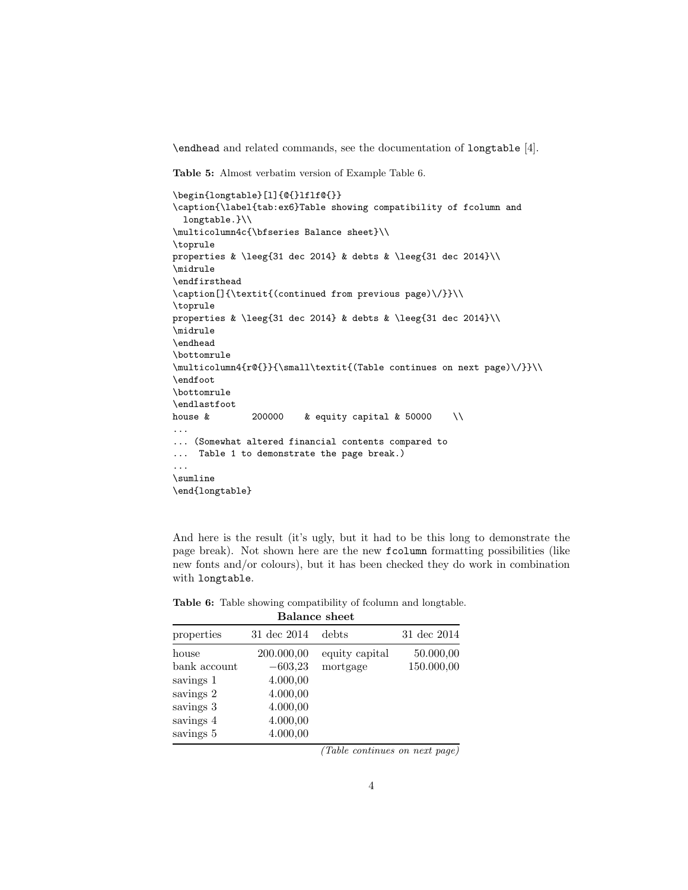`\endhead` and related commands, see the documentation of `longtable` [4].

**Table 5:** Almost verbatim version of Example Table 6.

```
\begin{longtable}[l]{@{}lflf@{}}
\caption{\label{tab:ex6}Table showing compatibility of fcolumn and
  longtable.}\\
\multicolumn4c{\bfseries Balance sheet}\\
\toprule
properties & \leeg{31 dec 2014} & debts & \leeg{31 dec 2014}\\
\midrule
\endfirsthead
\caption[]{\textit{(continued from previous page)\/}}\\
\toprule
properties & \leeg{31 dec 2014} & debts & \leeg{31 dec 2014}\\
\midrule
\endhead
\bottomrule
\multicolumn4{r@{}}{\small\textit{(Table continues on next page)\/}}\\
\endfoot
\bottomrule
\endlastfoot
house &        200000    & equity capital & 50000    \\
...
... (Somewhat altered financial contents compared to
...  Table 1 to demonstrate the page break.)
...
\sumline
\end{longtable}
```

And here is the result (it's ugly, but it had to be this long to demonstrate the page break). Not shown here are the new `fcolumn` formatting possibilities (like new fonts and/or colours), but it has been checked they do work in combination with `longtable`.

**Table 6:** Table showing compatibility of fcolumn and longtable.

**Balance sheet**

| properties | 31 dec 2014 | debts | 31 dec 2014 |
|---|---:|---|---:|
| house | 200.000,00 | equity capital | 50.000,00 |
| bank account | −603,23 | mortgage | 150.000,00 |
| savings 1 | 4.000,00 | | |
| savings 2 | 4.000,00 | | |
| savings 3 | 4.000,00 | | |
| savings 4 | 4.000,00 | | |
| savings 5 | 4.000,00 | | |

*(Table continues on next page)*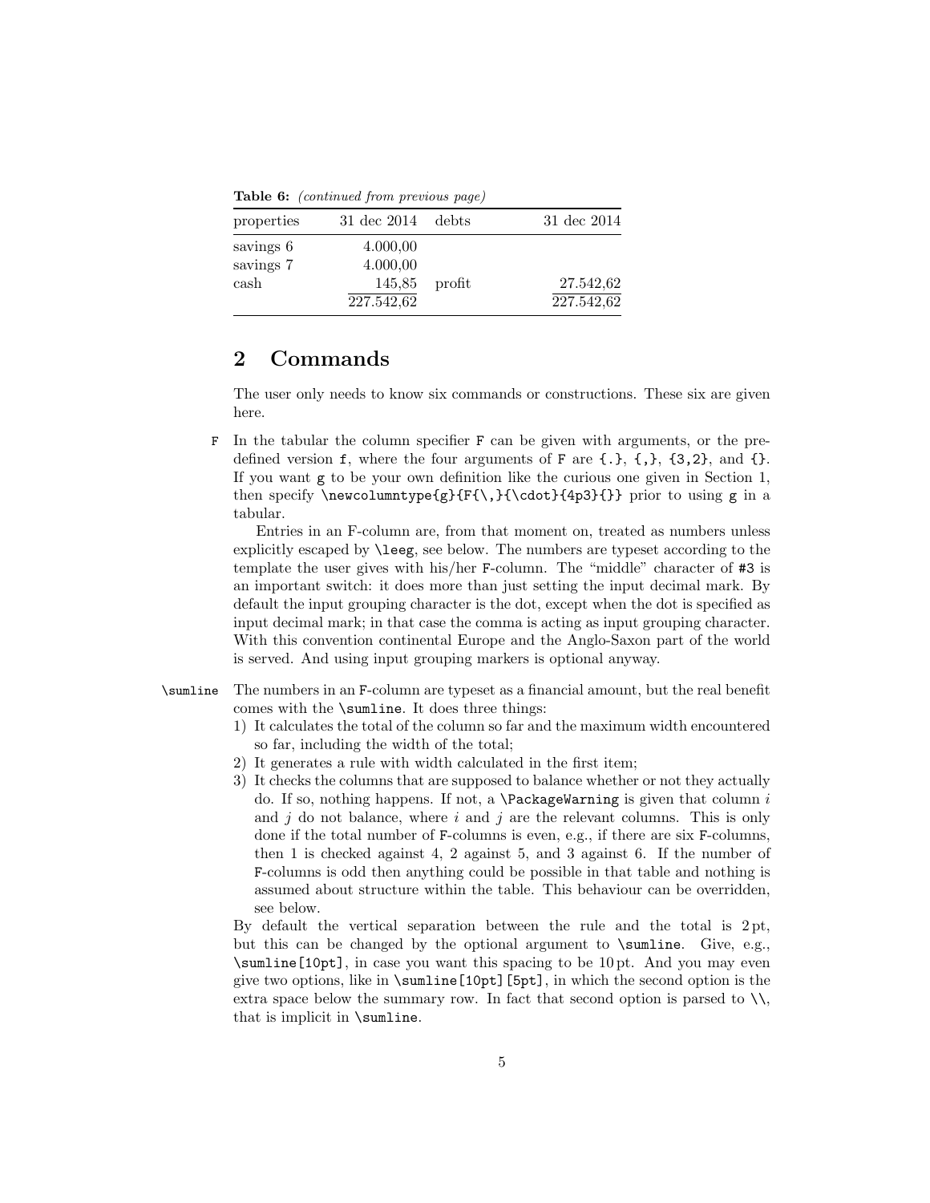**Table 6:** *(continued from previous page)*

| properties | 31 dec 2014 | debts | 31 dec 2014 |
|---|---|---|---|
| savings 6 | 4.000,00 | | |
| savings 7 | 4.000,00 | | |
| cash | 145,85 | profit | 27.542,62 |
| | 227.542,62 | | 227.542,62 |

## 2 Commands

The user only needs to know six commands or constructions. These six are given here.

`F` In the tabular the column specifier `F` can be given with arguments, or the predefined version `f`, where the four arguments of `F` are `{.}`, `{,}`, `{3,2}`, and `{}`. If you want `g` to be your own definition like the curious one given in Section 1, then specify `\newcolumntype{g}{F{\,}{\cdot}{4p3}{}}` prior to using `g` in a tabular.

Entries in an F-column are, from that moment on, treated as numbers unless explicitly escaped by `\leeg`, see below. The numbers are typeset according to the template the user gives with his/her `F`-column. The "middle" character of `#3` is an important switch: it does more than just setting the input decimal mark. By default the input grouping character is the dot, except when the dot is specified as input decimal mark; in that case the comma is acting as input grouping character. With this convention continental Europe and the Anglo-Saxon part of the world is served. And using input grouping markers is optional anyway.

`\sumline` The numbers in an `F`-column are typeset as a financial amount, but the real benefit comes with the `\sumline`. It does three things:

1) It calculates the total of the column so far and the maximum width encountered so far, including the width of the total;
2) It generates a rule with width calculated in the first item;
3) It checks the columns that are supposed to balance whether or not they actually do. If so, nothing happens. If not, a `\PackageWarning` is given that column $i$ and $j$ do not balance, where $i$ and $j$ are the relevant columns. This is only done if the total number of `F`-columns is even, e.g., if there are six `F`-columns, then 1 is checked against 4, 2 against 5, and 3 against 6. If the number of `F`-columns is odd then anything could be possible in that table and nothing is assumed about structure within the table. This behaviour can be overridden, see below.

By default the vertical separation between the rule and the total is 2 pt, but this can be changed by the optional argument to `\sumline`. Give, e.g., `\sumline[10pt]`, in case you want this spacing to be 10 pt. And you may even give two options, like in `\sumline[10pt][5pt]`, in which the second option is the extra space below the summary row. In fact that second option is parsed to `\\`, that is implicit in `\sumline`.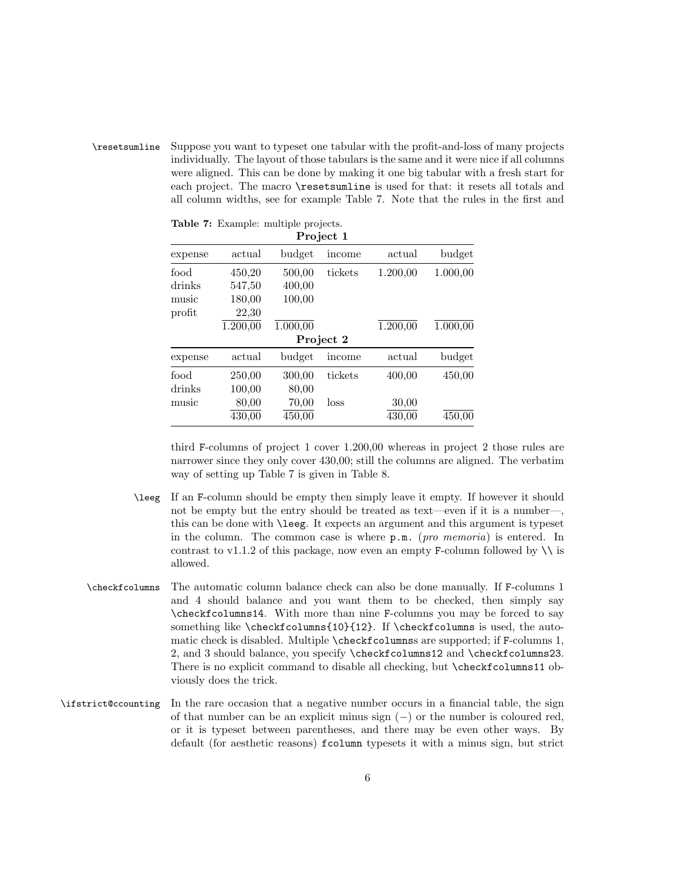`\resetsumline` Suppose you want to typeset one tabular with the profit-and-loss of many projects individually. The layout of those tabulars is the same and it were nice if all columns were aligned. This can be done by making it one big tabular with a fresh start for each project. The macro `\resetsumline` is used for that: it resets all totals and all column widths, see for example Table 7. Note that the rules in the first and third F-columns of project 1 cover 1.200,00 whereas in project 2 those rules are narrower since they only cover 430,00; still the columns are aligned. The verbatim way of setting up Table 7 is given in Table 8.

**Table 7:** Example: multiple projects.

| **Project 1** | | | | | |
|---|---|---|---|---|---|
| expense | actual | budget | income | actual | budget |
| food | 450,20 | 500,00 | tickets | 1.200,00 | 1.000,00 |
| drinks | 547,50 | 400,00 | | | |
| music | 180,00 | 100,00 | | | |
| profit | 22,30 | | | | |
| | 1.200,00 | 1.000,00 | | 1.200,00 | 1.000,00 |
| **Project 2** | | | | | |
| expense | actual | budget | income | actual | budget |
| food | 250,00 | 300,00 | tickets | 400,00 | 450,00 |
| drinks | 100,00 | 80,00 | | | |
| music | 80,00 | 70,00 | loss | 30,00 | |
| | 430,00 | 450,00 | | 430,00 | 450,00 |

`\leeg` If an F-column should be empty then simply leave it empty. If however it should not be empty but the entry should be treated as text—even if it is a number—, this can be done with `\leeg`. It expects an argument and this argument is typeset in the column. The common case is where `p.m.` (*pro memoria*) is entered. In contrast to v1.1.2 of this package, now even an empty F-column followed by `\\` is allowed.

`\checkfcolumns` The automatic column balance check can also be done manually. If F-columns 1 and 4 should balance and you want them to be checked, then simply say `\checkfcolumns14`. With more than nine F-columns you may be forced to say something like `\checkfcolumns{10}{12}`. If `\checkfcolumns` is used, the automatic check is disabled. Multiple `\checkfcolumns`s are supported; if F-columns 1, 2, and 3 should balance, you specify `\checkfcolumns12` and `\checkfcolumns23`. There is no explicit command to disable all checking, but `\checkfcolumns11` obviously does the trick.

`\ifstrict@ccounting` In the rare occasion that a negative number occurs in a financial table, the sign of that number can be an explicit minus sign ($-$) or the number is coloured red, or it is typeset between parentheses, and there may be even other ways. By default (for aesthetic reasons) `fcolumn` typesets it with a minus sign, but strict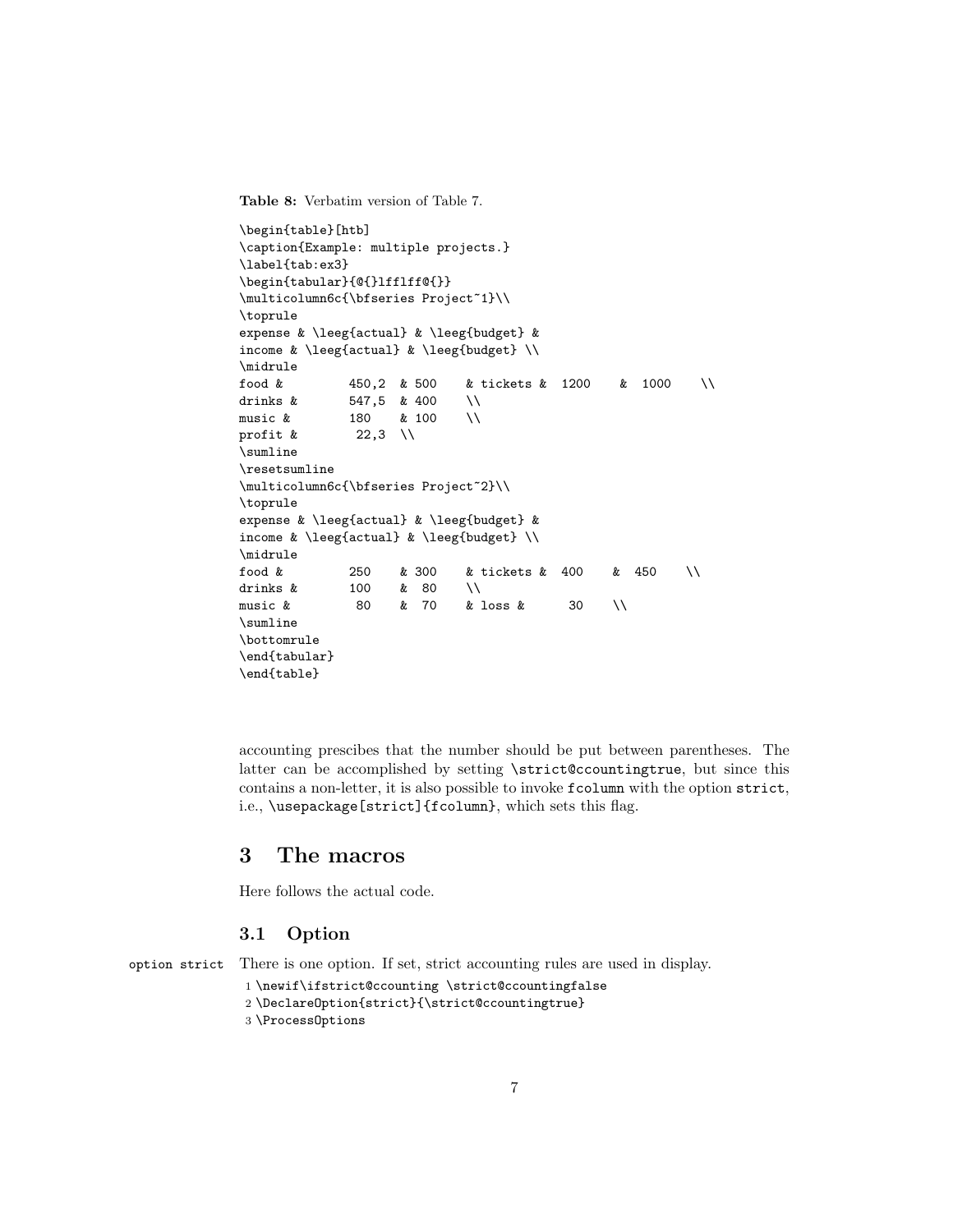**Table 8:** Verbatim version of Table 7.

```
\begin{table}[htb]
\caption{Example: multiple projects.}
\label{tab:ex3}
\begin{tabular}{@{}lfflff@{}}
\multicolumn6c{\bfseries Project~1}\\
\toprule
expense & \leeg{actual} & \leeg{budget} &
income & \leeg{actual} & \leeg{budget} \\
\midrule
food &         450,2  & 500    & tickets &  1200    &  1000    \\
drinks &       547,5  & 400    \\
music &        180    & 100    \\
profit &        22,3  \\
\sumline
\resetsumline
\multicolumn6c{\bfseries Project~2}\\
\toprule
expense & \leeg{actual} & \leeg{budget} &
income & \leeg{actual} & \leeg{budget} \\
\midrule
food &         250    & 300    & tickets &  400    &  450    \\
drinks &       100    &  80    \\
music &         80    &  70    & loss &      30    \\
\sumline
\bottomrule
\end{tabular}
\end{table}
```

accounting prescibes that the number should be put between parentheses. The latter can be accomplished by setting `\strict@ccountingtrue`, but since this contains a non-letter, it is also possible to invoke `fcolumn` with the option `strict`, i.e., `\usepackage[strict]{fcolumn}`, which sets this flag.

# 3 The macros

Here follows the actual code.

## 3.1 Option

`option strict` There is one option. If set, strict accounting rules are used in display.

```
1 \newif\ifstrict@ccounting \strict@ccountingfalse
2 \DeclareOption{strict}{\strict@ccountingtrue}
3 \ProcessOptions
```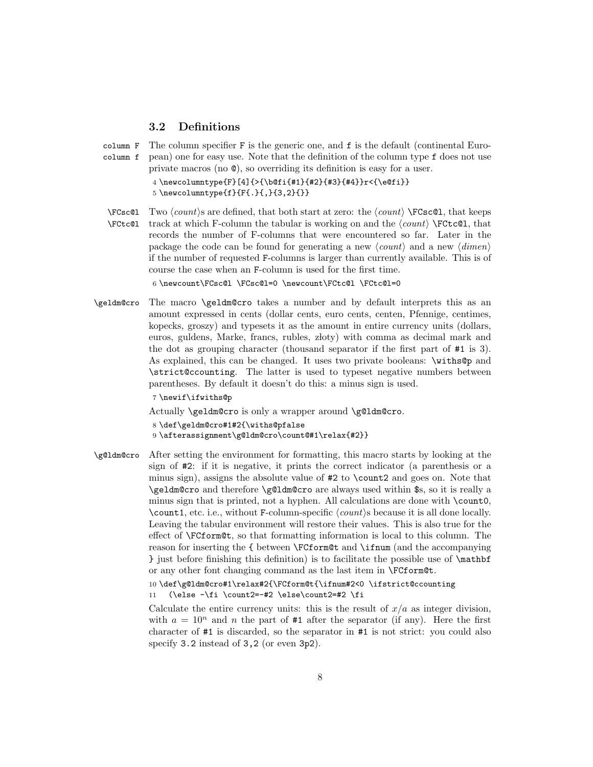### 3.2 Definitions

column F
column f

The column specifier F is the generic one, and f is the default (continental European) one for easy use. Note that the definition of the column type f does not use private macros (no @), so overriding its definition is easy for a user.

```
4 \newcolumntype{F}[4]{>{\b@fi{#1}{#2}{#3}{#4}}r<{\e@fi}}
5 \newcolumntype{f}{F{.}{,}{3,2}{}}
```

\FCsc@l
\FCtc@l

Two ⟨*count*⟩s are defined, that both start at zero: the ⟨*count*⟩ \FCsc@l, that keeps track at which F-column the tabular is working on and the ⟨*count*⟩ \FCtc@l, that records the number of F-columns that were encountered so far. Later in the package the code can be found for generating a new ⟨*count*⟩ and a new ⟨*dimen*⟩ if the number of requested F-columns is larger than currently available. This is of course the case when an F-column is used for the first time.

```
6 \newcount\FCsc@l \FCsc@l=0 \newcount\FCtc@l \FCtc@l=0
```

\geldm@cro

The macro \geldm@cro takes a number and by default interprets this as an amount expressed in cents (dollar cents, euro cents, centen, Pfennige, centimes, kopecks, groszy) and typesets it as the amount in entire currency units (dollars, euros, guldens, Marke, francs, rubles, złoty) with comma as decimal mark and the dot as grouping character (thousand separator if the first part of #1 is 3). As explained, this can be changed. It uses two private booleans: \withs@p and \strict@ccounting. The latter is used to typeset negative numbers between parentheses. By default it doesn't do this: a minus sign is used.

```
7 \newif\ifwiths@p
```

Actually \geldm@cro is only a wrapper around \g@ldm@cro.

```
8 \def\geldm@cro#1#2{\withs@pfalse
9 \afterassignment\g@ldm@cro\count@#1\relax{#2}}
```

\g@ldm@cro

After setting the environment for formatting, this macro starts by looking at the sign of #2: if it is negative, it prints the correct indicator (a parenthesis or a minus sign), assigns the absolute value of #2 to \count2 and goes on. Note that \geldm@cro and therefore \g@ldm@cro are always used within $s, so it is really a minus sign that is printed, not a hyphen. All calculations are done with \count0, \count1, etc. i.e., without F-column-specific ⟨*count*⟩s because it is all done locally. Leaving the tabular environment will restore their values. This is also true for the effect of \FCform@t, so that formatting information is local to this column. The reason for inserting the { between \FCform@t and \ifnum (and the accompanying } just before finishing this definition) is to facilitate the possible use of \mathbf or any other font changing command as the last item in \FCform@t.

```
10 \def\g@ldm@cro#1\relax#2{\FCform@t{\ifnum#2<0 \ifstrict@ccounting
11   (\else -\fi \count2=-#2 \else\count2=#2 \fi
```

Calculate the entire currency units: this is the result of $x/a$ as integer division, with $a = 10^n$ and $n$ the part of #1 after the separator (if any). Here the first character of #1 is discarded, so the separator in #1 is not strict: you could also specify 3.2 instead of 3,2 (or even 3p2).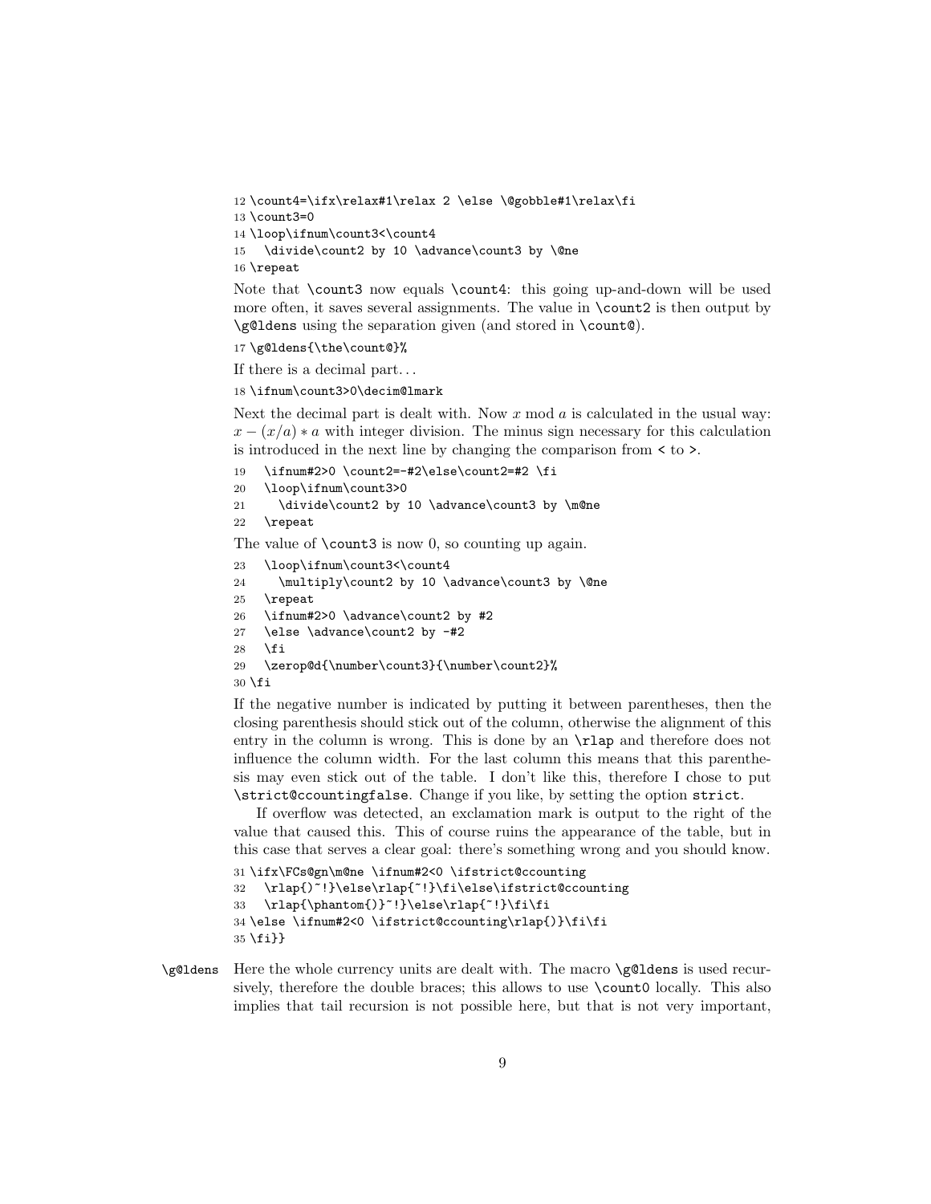```
12 \count4=\ifx\relax#1\relax 2 \else \@gobble#1\relax\fi
13 \count3=0
14 \loop\ifnum\count3<\count4
15   \divide\count2 by 10 \advance\count3 by \@ne
16 \repeat
```

Note that `\count3` now equals `\count4`: this going up-and-down will be used more often, it saves several assignments. The value in `\count2` is then output by `\g@ldens` using the separation given (and stored in `\count@`).

```
17 \g@ldens{\the\count@}%
```

If there is a decimal part. . .

```
18 \ifnum\count3>0\decim@lmark
```

Next the decimal part is dealt with. Now $x \bmod a$ is calculated in the usual way: $x - (x/a) * a$ with integer division. The minus sign necessary for this calculation is introduced in the next line by changing the comparison from `<` to `>`.

```
19   \ifnum#2>0 \count2=-#2\else\count2=#2 \fi
20   \loop\ifnum\count3>0
21     \divide\count2 by 10 \advance\count3 by \m@ne
22   \repeat
```

The value of `\count3` is now 0, so counting up again.

```
23   \loop\ifnum\count3<\count4
24     \multiply\count2 by 10 \advance\count3 by \@ne
25   \repeat
26   \ifnum#2>0 \advance\count2 by #2
27   \else \advance\count2 by -#2
28   \fi
29   \zerop@d{\number\count3}{\number\count2}%
30 \fi
```

If the negative number is indicated by putting it between parentheses, then the closing parenthesis should stick out of the column, otherwise the alignment of this entry in the column is wrong. This is done by an `\rlap` and therefore does not influence the column width. For the last column this means that this parenthesis may even stick out of the table. I don't like this, therefore I chose to put `\strict@ccountingfalse`. Change if you like, by setting the option `strict`.

If overflow was detected, an exclamation mark is output to the right of the value that caused this. This of course ruins the appearance of the table, but in this case that serves a clear goal: there's something wrong and you should know.

```
31 \ifx\FCs@gn\m@ne \ifnum#2<0 \ifstrict@ccounting
32   \rlap{)~!}\else\rlap{~!}\fi\else\ifstrict@ccounting
33   \rlap{\phantom{)}~!}\else\rlap{~!}\fi\fi
34 \else \ifnum#2<0 \ifstrict@ccounting\rlap{)}\fi\fi
35 \fi}}
```

`\g@ldens` Here the whole currency units are dealt with. The macro `\g@ldens` is used recursively, therefore the double braces; this allows to use `\count0` locally. This also implies that tail recursion is not possible here, but that is not very important,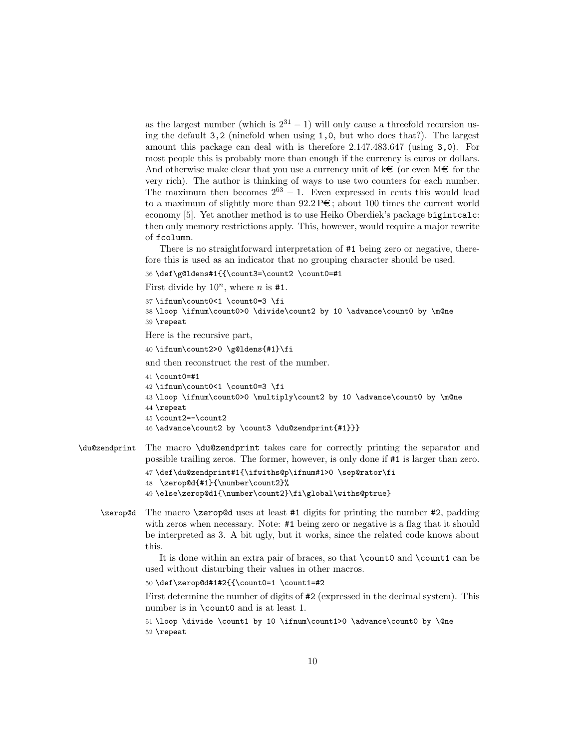as the largest number (which is $2^{31} - 1$) will only cause a threefold recursion using the default `3,2` (ninefold when using `1,0`, but who does that?). The largest amount this package can deal with is therefore 2.147.483.647 (using `3,0`). For most people this is probably more than enough if the currency is euros or dollars. And otherwise make clear that you use a currency unit of k€ (or even M€ for the very rich). The author is thinking of ways to use two counters for each number. The maximum then becomes $2^{63} - 1$. Even expressed in cents this would lead to a maximum of slightly more than 92.2 P€; about 100 times the current world economy [5]. Yet another method is to use Heiko Oberdiek's package `bigintcalc`: then only memory restrictions apply. This, however, would require a major rewrite of `fcolumn`.

There is no straightforward interpretation of `#1` being zero or negative, therefore this is used as an indicator that no grouping character should be used.

```
36 \def\g@ldens#1{{\count3=\count2 \count0=#1
```

First divide by $10^n$, where $n$ is `#1`.

```
37 \ifnum\count0<1 \count0=3 \fi
38 \loop \ifnum\count0>0 \divide\count2 by 10 \advance\count0 by \m@ne
39 \repeat
```

Here is the recursive part,

```
40 \ifnum\count2>0 \g@ldens{#1}\fi
```

and then reconstruct the rest of the number.

```
41 \count0=#1
42 \ifnum\count0<1 \count0=3 \fi
43 \loop \ifnum\count0>0 \multiply\count2 by 10 \advance\count0 by \m@ne
44 \repeat
45 \count2=-\count2
46 \advance\count2 by \count3 \du@zendprint{#1}}}
```

`\du@zendprint` The macro `\du@zendprint` takes care for correctly printing the separator and possible trailing zeros. The former, however, is only done if `#1` is larger than zero.

```
47 \def\du@zendprint#1{\ifwiths@p\ifnum#1>0 \sep@rator\fi
48  \zerop@d{#1}{\number\count2}%
49 \else\zerop@d1{\number\count2}\fi\global\withs@ptrue}
```

`\zerop@d` The macro `\zerop@d` uses at least `#1` digits for printing the number `#2`, padding with zeros when necessary. Note: `#1` being zero or negative is a flag that it should be interpreted as 3. A bit ugly, but it works, since the related code knows about this.

It is done within an extra pair of braces, so that `\count0` and `\count1` can be used without disturbing their values in other macros.

```
50 \def\zerop@d#1#2{{\count0=1 \count1=#2
```

First determine the number of digits of `#2` (expressed in the decimal system). This number is in `\count0` and is at least 1.

```
51 \loop \divide \count1 by 10 \ifnum\count1>0 \advance\count0 by \@ne
52 \repeat
```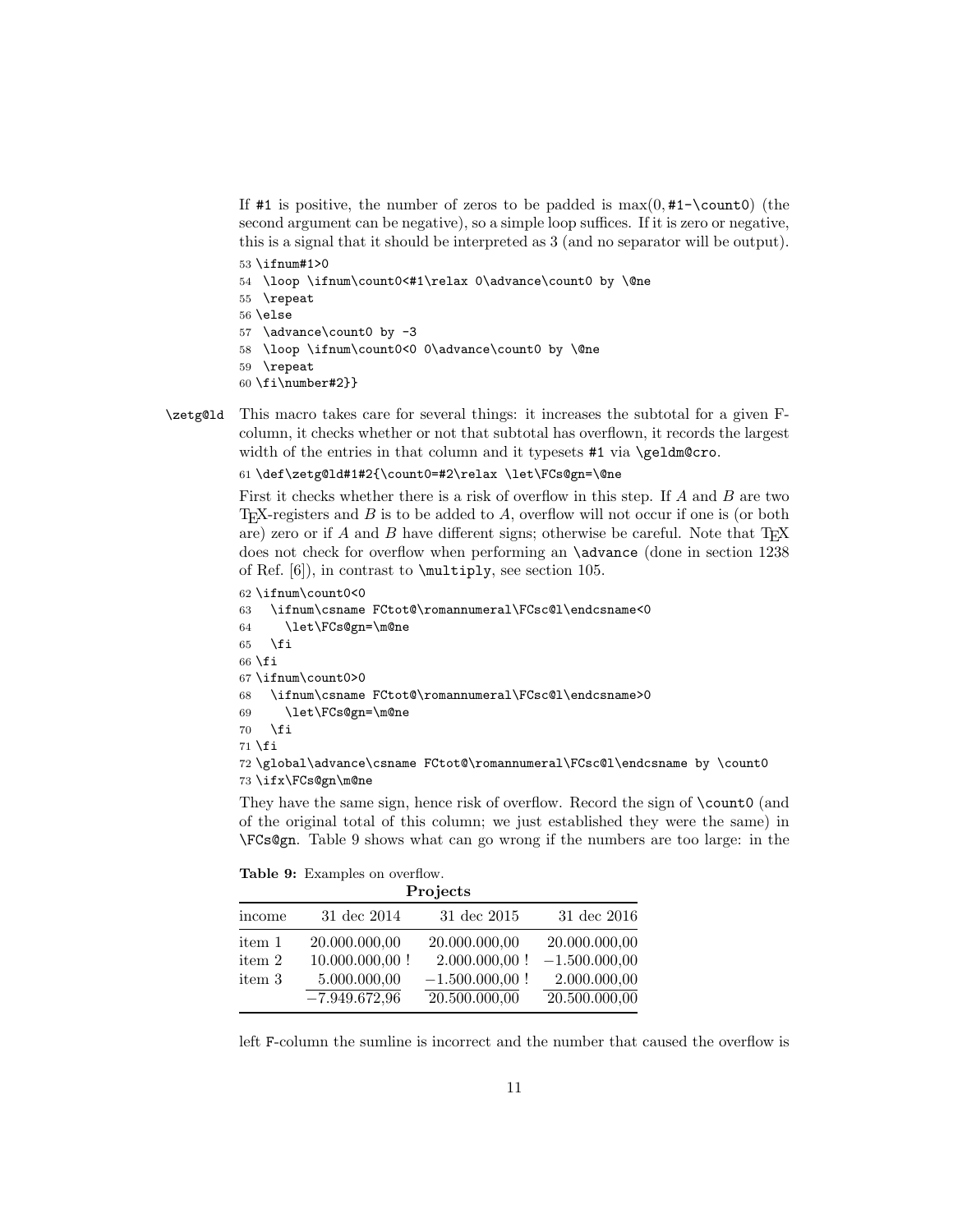If `#1` is positive, the number of zeros to be padded is $\max(0, \texttt{\#1-\textbackslash count0})$ (the second argument can be negative), so a simple loop suffices. If it is zero or negative, this is a signal that it should be interpreted as 3 (and no separator will be output).

```
53 \ifnum#1>0
54  \loop \ifnum\count0<#1\relax 0\advance\count0 by \@ne
55  \repeat
56 \else
57  \advance\count0 by -3
58  \loop \ifnum\count0<0 0\advance\count0 by \@ne
59  \repeat
60 \fi\number#2}}
```

`\zetg@ld` This macro takes care for several things: it increases the subtotal for a given F-column, it checks whether or not that subtotal has overflown, it records the largest width of the entries in that column and it typesets `#1` via `\geldm@cro`.

```
61 \def\zetg@ld#1#2{\count0=#2\relax \let\FCs@gn=\@ne
```

First it checks whether there is a risk of overflow in this step. If $A$ and $B$ are two TeX-registers and $B$ is to be added to $A$, overflow will not occur if one is (or both are) zero or if $A$ and $B$ have different signs; otherwise be careful. Note that TeX does not check for overflow when performing an `\advance` (done in section 1238 of Ref. [6]), in contrast to `\multiply`, see section 105.

```
62 \ifnum\count0<0
63   \ifnum\csname FCtot@\romannumeral\FCsc@l\endcsname<0
64     \let\FCs@gn=\m@ne
65   \fi
66 \fi
67 \ifnum\count0>0
68   \ifnum\csname FCtot@\romannumeral\FCsc@l\endcsname>0
69     \let\FCs@gn=\m@ne
70   \fi
71 \fi
72 \global\advance\csname FCtot@\romannumeral\FCsc@l\endcsname by \count0
73 \ifx\FCs@gn\m@ne
```

They have the same sign, hence risk of overflow. Record the sign of `\count0` (and of the original total of this column; we just established they were the same) in `\FCs@gn`. Table 9 shows what can go wrong if the numbers are too large: in the

**Table 9:** Examples on overflow.

| **Projects** | | | |
|---|---|---|---|
| income | 31 dec 2014 | 31 dec 2015 | 31 dec 2016 |
| item 1 | 20.000.000,00 | 20.000.000,00 | 20.000.000,00 |
| item 2 | 10.000.000,00 ! | 2.000.000,00 ! | −1.500.000,00 |
| item 3 | 5.000.000,00 | −1.500.000,00 ! | 2.000.000,00 |
| | −7.949.672,96 | 20.500.000,00 | 20.500.000,00 |

left F-column the sumline is incorrect and the number that caused the overflow is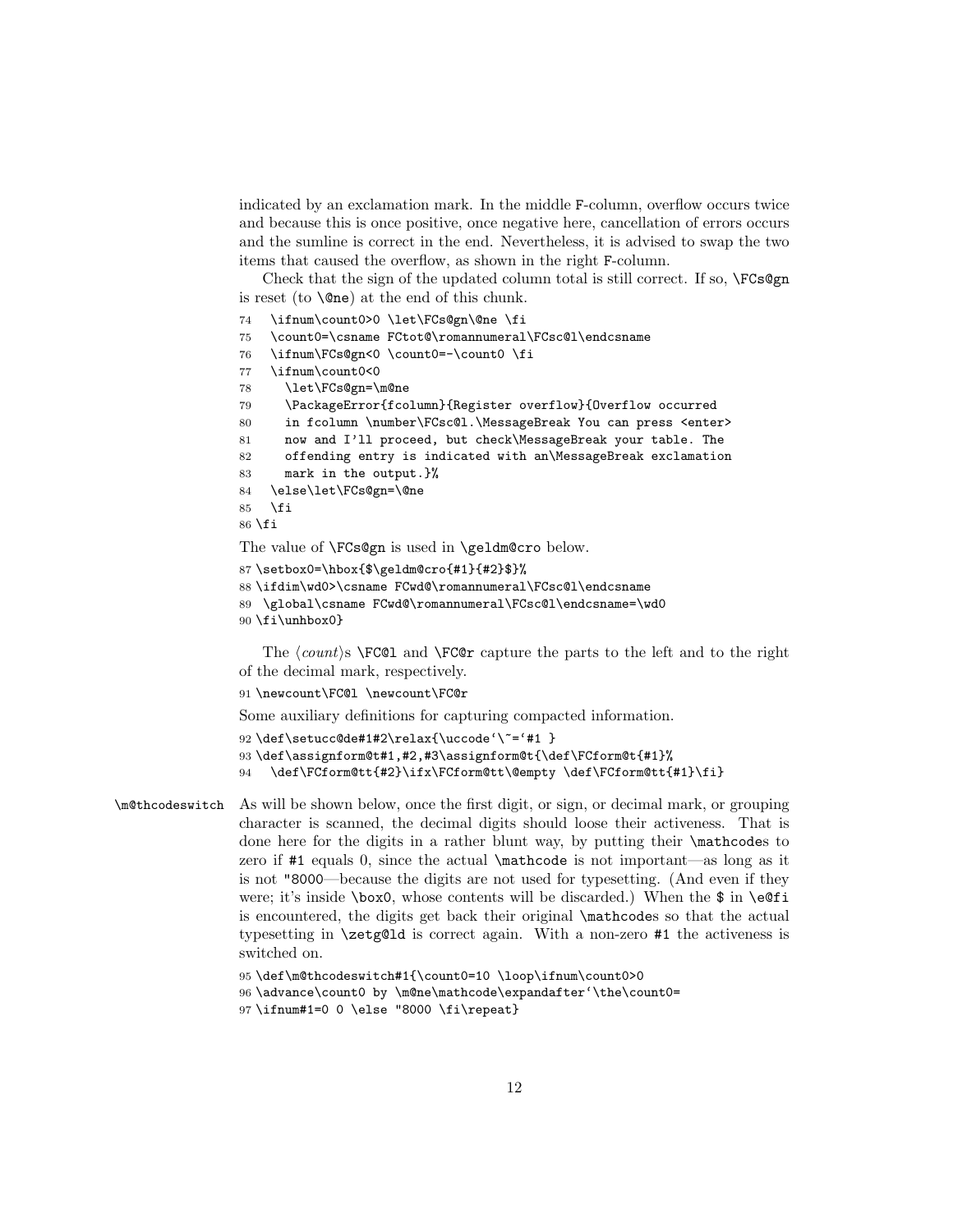indicated by an exclamation mark. In the middle F-column, overflow occurs twice and because this is once positive, once negative here, cancellation of errors occurs and the sumline is correct in the end. Nevertheless, it is advised to swap the two items that caused the overflow, as shown in the right F-column.

Check that the sign of the updated column total is still correct. If so, `\FCs@gn` is reset (to `\@ne`) at the end of this chunk.

```
74   \ifnum\count0>0 \let\FCs@gn\@ne \fi
75   \count0=\csname FCtot@\romannumeral\FCsc@l\endcsname
76   \ifnum\FCs@gn<0 \count0=-\count0 \fi
77   \ifnum\count0<0
78     \let\FCs@gn=\m@ne
79     \PackageError{fcolumn}{Register overflow}{Overflow occurred
80     in fcolumn \number\FCsc@l.\MessageBreak You can press <enter>
81     now and I'll proceed, but check\MessageBreak your table. The
82     offending entry is indicated with an\MessageBreak exclamation
83     mark in the output.}%
84   \else\let\FCs@gn=\@ne
85   \fi
86 \fi
```

The value of `\FCs@gn` is used in `\geldm@cro` below.

```
87 \setbox0=\hbox{$\geldm@cro{#1}{#2}$}%
88 \ifdim\wd0>\csname FCwd@\romannumeral\FCsc@l\endcsname
89  \global\csname FCwd@\romannumeral\FCsc@l\endcsname=\wd0
90 \fi\unhbox0}
```

The ⟨*count*⟩s `\FC@l` and `\FC@r` capture the parts to the left and to the right of the decimal mark, respectively.

```
91 \newcount\FC@l \newcount\FC@r
```

Some auxiliary definitions for capturing compacted information.

```
92 \def\setucc@de#1#2\relax{\uccode`\~=`#1 }
93 \def\assignform@t#1,#2,#3\assignform@t{\def\FCform@t{#1}%
94   \def\FCform@tt{#2}\ifx\FCform@tt\@empty \def\FCform@tt{#1}\fi}
```

`\m@thcodeswitch` As will be shown below, once the first digit, or sign, or decimal mark, or grouping character is scanned, the decimal digits should loose their activeness. That is done here for the digits in a rather blunt way, by putting their `\mathcode`s to zero if `#1` equals 0, since the actual `\mathcode` is not important—as long as it is not `"8000`—because the digits are not used for typesetting. (And even if they were; it's inside `\box0`, whose contents will be discarded.) When the `$` in `\e@fi` is encountered, the digits get back their original `\mathcode`s so that the actual typesetting in `\zetg@ld` is correct again. With a non-zero `#1` the activeness is switched on.

```
95 \def\m@thcodeswitch#1{\count0=10 \loop\ifnum\count0>0
96 \advance\count0 by \m@ne\mathcode\expandafter`\the\count0=
97 \ifnum#1=0 0 \else "8000 \fi\repeat}
```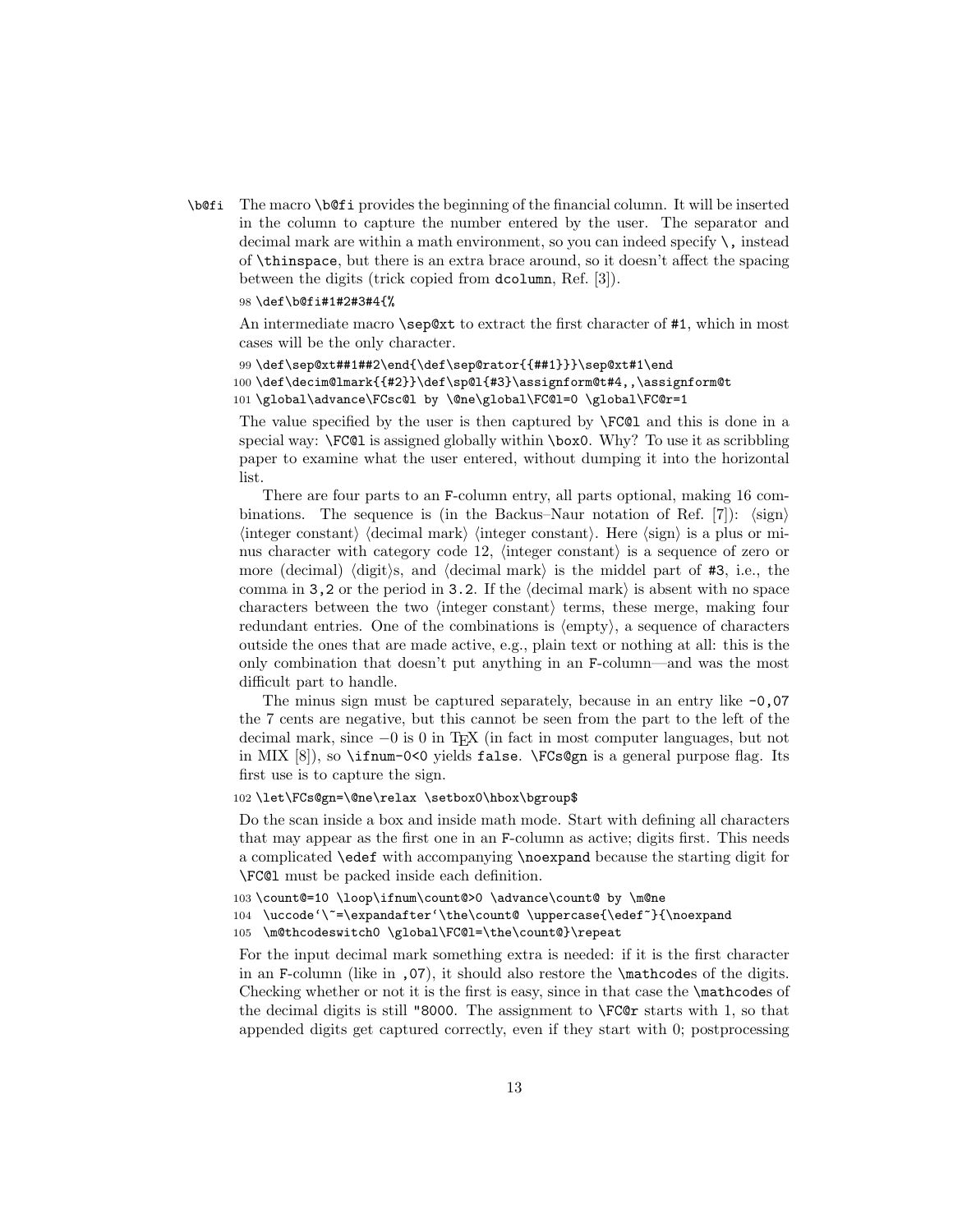\b@fi The macro `\b@fi` provides the beginning of the financial column. It will be inserted in the column to capture the number entered by the user. The separator and decimal mark are within a math environment, so you can indeed specify `\,` instead of `\thinspace`, but there is an extra brace around, so it doesn't affect the spacing between the digits (trick copied from `dcolumn`, Ref. [3]).

```
98 \def\b@fi#1#2#3#4{%
```

An intermediate macro `\sep@xt` to extract the first character of `#1`, which in most cases will be the only character.

```
99 \def\sep@xt##1##2\end{\def\sep@rator{{##1}}}\sep@xt#1\end
100 \def\decim@lmark{{#2}}\def\sp@l{#3}\assignform@t#4,,\assignform@t
101 \global\advance\FCsc@l by \@ne\global\FC@l=0 \global\FC@r=1
```

The value specified by the user is then captured by `\FC@l` and this is done in a special way: `\FC@l` is assigned globally within `\box0`. Why? To use it as scribbling paper to examine what the user entered, without dumping it into the horizontal list.

There are four parts to an `F`-column entry, all parts optional, making 16 combinations. The sequence is (in the Backus–Naur notation of Ref. [7]): ⟨sign⟩ ⟨integer constant⟩ ⟨decimal mark⟩ ⟨integer constant⟩. Here ⟨sign⟩ is a plus or minus character with category code 12, ⟨integer constant⟩ is a sequence of zero or more (decimal) ⟨digit⟩s, and ⟨decimal mark⟩ is the middel part of `#3`, i.e., the comma in `3,2` or the period in `3.2`. If the ⟨decimal mark⟩ is absent with no space characters between the two ⟨integer constant⟩ terms, these merge, making four redundant entries. One of the combinations is ⟨empty⟩, a sequence of characters outside the ones that are made active, e.g., plain text or nothing at all: this is the only combination that doesn't put anything in an `F`-column—and was the most difficult part to handle.

The minus sign must be captured separately, because in an entry like `-0,07` the 7 cents are negative, but this cannot be seen from the part to the left of the decimal mark, since $-0$ is 0 in TEX (in fact in most computer languages, but not in MIX [8]), so `\ifnum-0<0` yields `false`. `\FCs@gn` is a general purpose flag. Its first use is to capture the sign.

```
102 \let\FCs@gn=\@ne\relax \setbox0\hbox\bgroup$
```

Do the scan inside a box and inside math mode. Start with defining all characters that may appear as the first one in an `F`-column as active; digits first. This needs a complicated `\edef` with accompanying `\noexpand` because the starting digit for `\FC@l` must be packed inside each definition.

```
103 \count@=10 \loop\ifnum\count@>0 \advance\count@ by \m@ne
104  \uccode`\~=\expandafter`\the\count@ \uppercase{\edef~}{\noexpand
105  \m@thcodeswitch0 \global\FC@l=\the\count@}\repeat
```

For the input decimal mark something extra is needed: if it is the first character in an `F`-column (like in `,07`), it should also restore the `\mathcode`s of the digits. Checking whether or not it is the first is easy, since in that case the `\mathcode`s of the decimal digits is still `"8000`. The assignment to `\FC@r` starts with 1, so that appended digits get captured correctly, even if they start with 0; postprocessing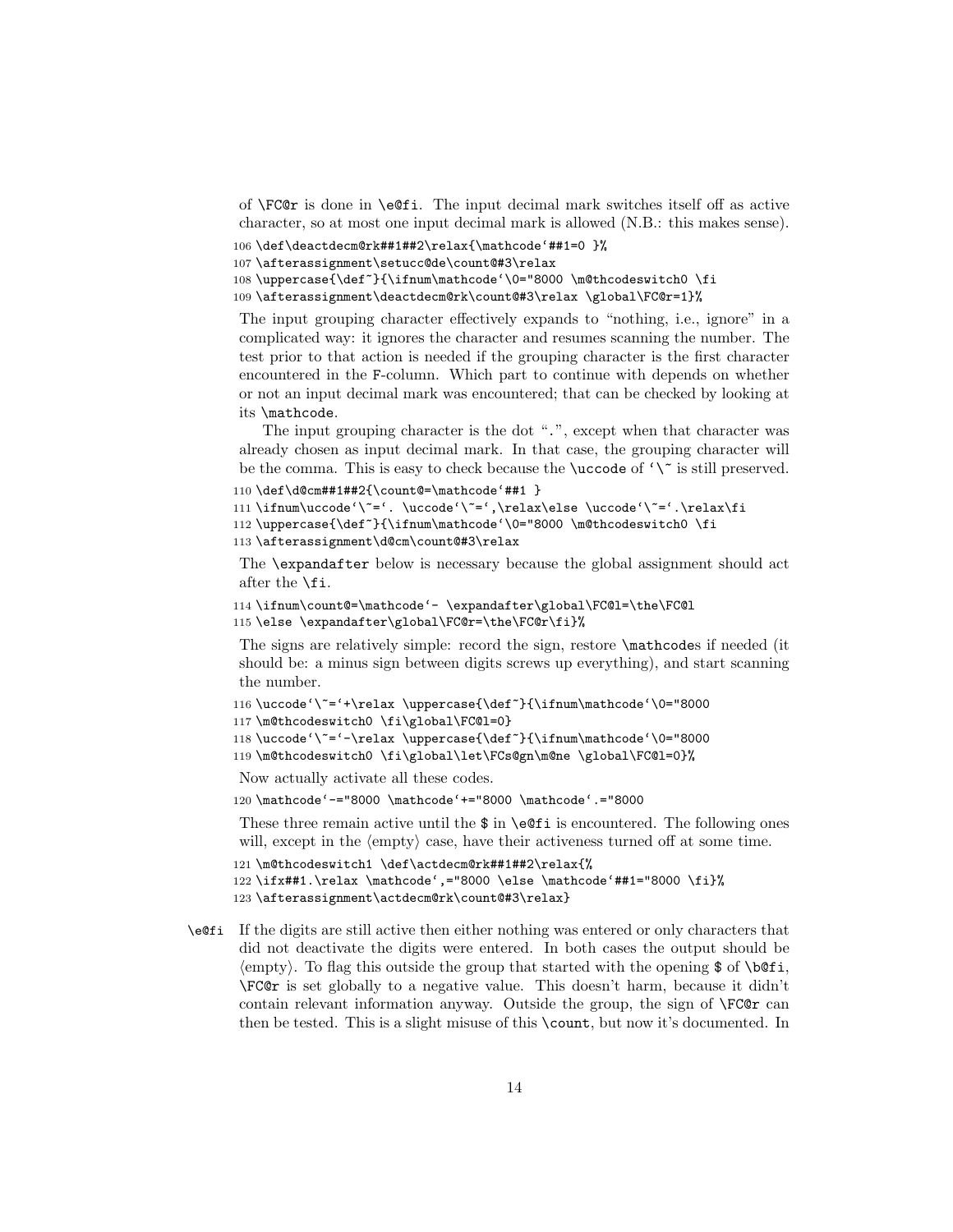of \FC@r is done in \e@fi. The input decimal mark switches itself off as active character, so at most one input decimal mark is allowed (N.B.: this makes sense).

```
106 \def\deactdecm@rk##1##2\relax{\mathcode`##1=0 }%
107 \afterassignment\setucc@de\count@#3\relax
108 \uppercase{\def~}{\ifnum\mathcode`\0="8000 \m@thcodeswitch0 \fi
109 \afterassignment\deactdecm@rk\count@#3\relax \global\FC@r=1}%
```

The input grouping character effectively expands to "nothing, i.e., ignore" in a complicated way: it ignores the character and resumes scanning the number. The test prior to that action is needed if the grouping character is the first character encountered in the F-column. Which part to continue with depends on whether or not an input decimal mark was encountered; that can be checked by looking at its \mathcode.

The input grouping character is the dot ".", except when that character was already chosen as input decimal mark. In that case, the grouping character will be the comma. This is easy to check because the \uccode of `\~ is still preserved.

```
110 \def\d@cm##1##2{\count@=\mathcode`##1 }
111 \ifnum\uccode`\~=`. \uccode`\~=`,\relax\else \uccode`\~=`.\relax\fi
112 \uppercase{\def~}{\ifnum\mathcode`\0="8000 \m@thcodeswitch0 \fi
113 \afterassignment\d@cm\count@#3\relax
```

The \expandafter below is necessary because the global assignment should act after the \fi.

```
114 \ifnum\count@=\mathcode`- \expandafter\global\FC@l=\the\FC@l
115 \else \expandafter\global\FC@r=\the\FC@r\fi}%
```

The signs are relatively simple: record the sign, restore \mathcodes if needed (it should be: a minus sign between digits screws up everything), and start scanning the number.

```
116 \uccode`\~=`+\relax \uppercase{\def~}{\ifnum\mathcode`\0="8000
117 \m@thcodeswitch0 \fi\global\FC@l=0}
118 \uccode`\~=`-\relax \uppercase{\def~}{\ifnum\mathcode`\0="8000
119 \m@thcodeswitch0 \fi\global\let\FCs@gn\m@ne \global\FC@l=0}%
```

Now actually activate all these codes.

```
120 \mathcode`-="8000 \mathcode`+="8000 \mathcode`.="8000
```

These three remain active until the $ in \e@fi is encountered. The following ones will, except in the ⟨empty⟩ case, have their activeness turned off at some time.

```
121 \m@thcodeswitch1 \def\actdecm@rk##1##2\relax{%
122 \ifx##1.\relax \mathcode`,="8000 \else \mathcode`##1="8000 \fi}%
123 \afterassignment\actdecm@rk\count@#3\relax}
```

\e@fi If the digits are still active then either nothing was entered or only characters that did not deactivate the digits were entered. In both cases the output should be ⟨empty⟩. To flag this outside the group that started with the opening $ of \b@fi, \FC@r is set globally to a negative value. This doesn't harm, because it didn't contain relevant information anyway. Outside the group, the sign of \FC@r can then be tested. This is a slight misuse of this \count, but now it's documented. In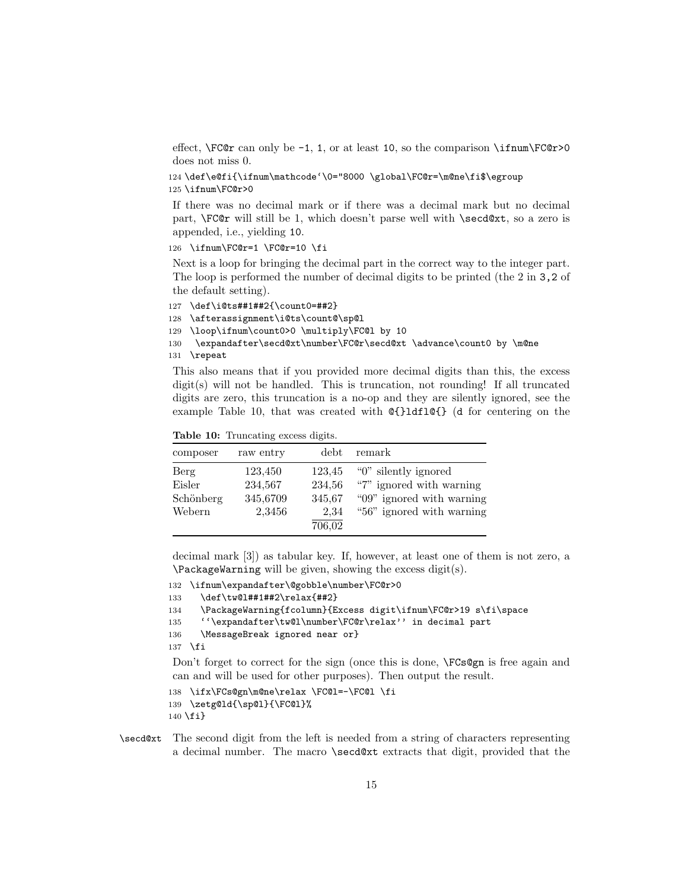effect, `\FC@r` can only be `-1`, `1`, or at least `10`, so the comparison `\ifnum\FC@r>0` does not miss 0.

```
124 \def\e@fi{\ifnum\mathcode`\0="8000 \global\FC@r=\m@ne\fi$\egroup
125 \ifnum\FC@r>0
```

If there was no decimal mark or if there was a decimal mark but no decimal part, `\FC@r` will still be 1, which doesn't parse well with `\secd@xt`, so a zero is appended, i.e., yielding `10`.

```
126  \ifnum\FC@r=1 \FC@r=10 \fi
```

Next is a loop for bringing the decimal part in the correct way to the integer part. The loop is performed the number of decimal digits to be printed (the 2 in `3,2` of the default setting).

```
127  \def\i@ts##1##2{\count0=##2}
128  \afterassignment\i@ts\count@\sp@l
129  \loop\ifnum\count0>0 \multiply\FC@l by 10
130   \expandafter\secd@xt\number\FC@r\secd@xt \advance\count0 by \m@ne
131  \repeat
```

This also means that if you provided more decimal digits than this, the excess digit(s) will not be handled. This is truncation, not rounding! If all truncated digits are zero, this truncation is a no-op and they are silently ignored, see the example Table 10, that was created with `@{}ldfl@{}` (`d` for centering on the decimal mark [3]) as tabular key. If, however, at least one of them is not zero, a `\PackageWarning` will be given, showing the excess digit(s).

**Table 10:** Truncating excess digits.

| composer | raw entry | debt | remark |
|---|---|---|---|
| Berg | 123,450 | 123,45 | "0" silently ignored |
| Eisler | 234,567 | 234,56 | "7" ignored with warning |
| Schönberg | 345,6709 | 345,67 | "09" ignored with warning |
| Webern | 2,3456 | 2,34 | "56" ignored with warning |
| | | 706,02 | |

```
132  \ifnum\expandafter\@gobble\number\FC@r>0
133    \def\tw@l##1##2\relax{##2}
134    \PackageWarning{fcolumn}{Excess digit\ifnum\FC@r>19 s\fi\space
135    ``\expandafter\tw@l\number\FC@r\relax'' in decimal part
136    \MessageBreak ignored near or}
137  \fi
```

Don't forget to correct for the sign (once this is done, `\FCs@gn` is free again and can and will be used for other purposes). Then output the result.

```
138  \ifx\FCs@gn\m@ne\relax \FC@l=-\FC@l \fi
139  \zetg@ld{\sp@l}{\FC@l}%
140 \fi}
```

`\secd@xt` The second digit from the left is needed from a string of characters representing a decimal number. The macro `\secd@xt` extracts that digit, provided that the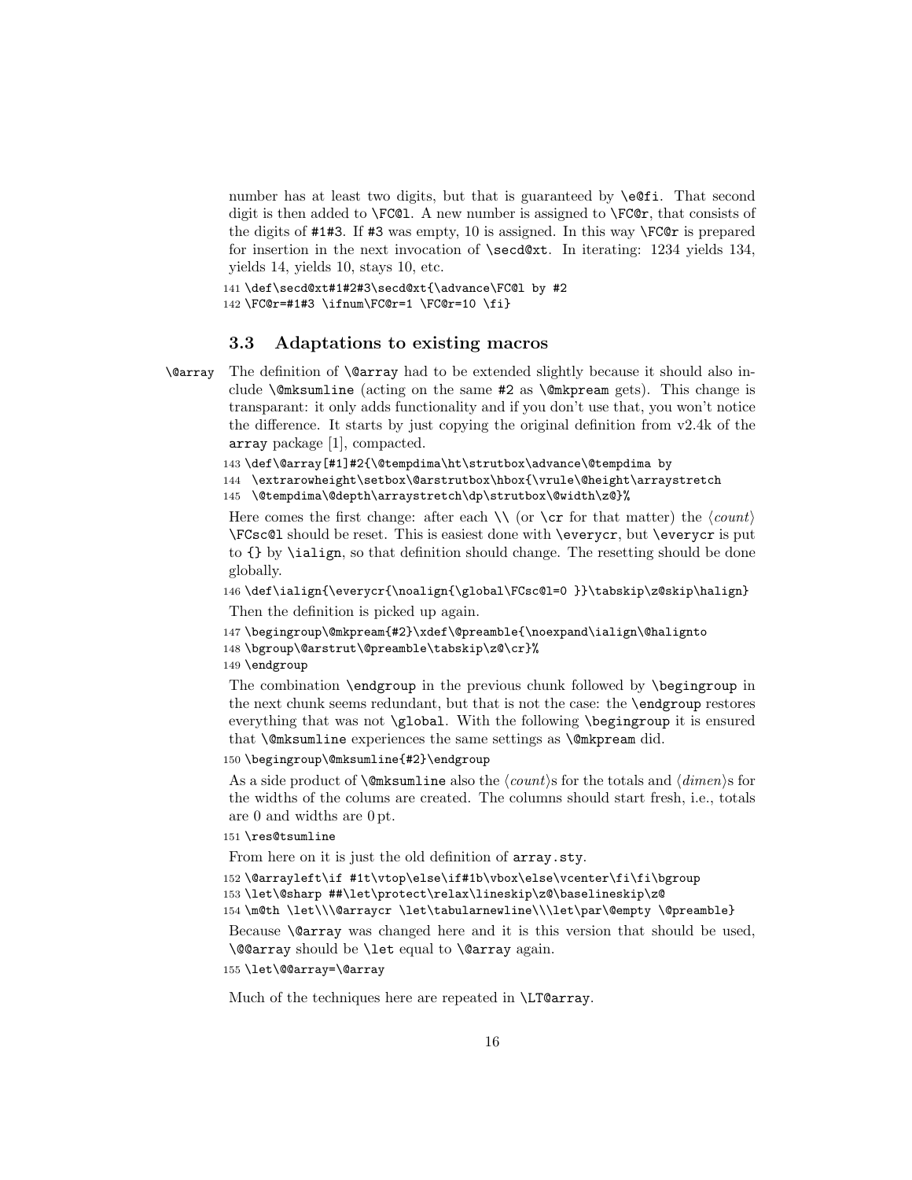number has at least two digits, but that is guaranteed by `\e@fi`. That second digit is then added to `\FC@l`. A new number is assigned to `\FC@r`, that consists of the digits of `#1#3`. If `#3` was empty, 10 is assigned. In this way `\FC@r` is prepared for insertion in the next invocation of `\secd@xt`. In iterating: 1234 yields 134, yields 14, yields 10, stays 10, etc.

```
141 \def\secd@xt#1#2#3\secd@xt{\advance\FC@l by #2
142 \FC@r=#1#3 \ifnum\FC@r=1 \FC@r=10 \fi}
```

### 3.3 Adaptations to existing macros

`\@array` The definition of `\@array` had to be extended slightly because it should also include `\@mksumline` (acting on the same `#2` as `\@mkpream` gets). This change is transparant: it only adds functionality and if you don't use that, you won't notice the difference. It starts by just copying the original definition from v2.4k of the array package [1], compacted.

```
143 \def\@array[#1]#2{\@tempdima\ht\strutbox\advance\@tempdima by
144   \extrarowheight\setbox\@arstrutbox\hbox{\vrule\@height\arraystretch
145   \@tempdima\@depth\arraystretch\dp\strutbox\@width\z@}%
```

Here comes the first change: after each `\\` (or `\cr` for that matter) the ⟨*count*⟩ `\FCsc@l` should be reset. This is easiest done with `\everycr`, but `\everycr` is put to `{}` by `\ialign`, so that definition should change. The resetting should be done globally.

```
146 \def\ialign{\everycr{\noalign{\global\FCsc@l=0 }}\tabskip\z@skip\halign}
```

Then the definition is picked up again.

```
147 \begingroup\@mkpream{#2}\xdef\@preamble{\noexpand\ialign\@halignto
148 \bgroup\@arstrut\@preamble\tabskip\z@\cr}%
149 \endgroup
```

The combination `\endgroup` in the previous chunk followed by `\begingroup` in the next chunk seems redundant, but that is not the case: the `\endgroup` restores everything that was not `\global`. With the following `\begingroup` it is ensured that `\@mksumline` experiences the same settings as `\@mkpream` did.

```
150 \begingroup\@mksumline{#2}\endgroup
```

As a side product of `\@mksumline` also the ⟨*count*⟩s for the totals and ⟨*dimen*⟩s for the widths of the colums are created. The columns should start fresh, i.e., totals are 0 and widths are 0 pt.

```
151 \res@tsumline
```

From here on it is just the old definition of array.sty.

```
152 \@arrayleft\if #1t\vtop\else\if#1b\vbox\else\vcenter\fi\fi\bgroup
153 \let\@sharp ##\let\protect\relax\lineskip\z@\baselineskip\z@
154 \m@th \let\\\@arraycr \let\tabularnewline\\\let\par\@empty \@preamble}
```

Because `\@array` was changed here and it is this version that should be used, `\@@array` should be `\let` equal to `\@array` again.

```
155 \let\@@array=\@array
```

Much of the techniques here are repeated in `\LT@array`.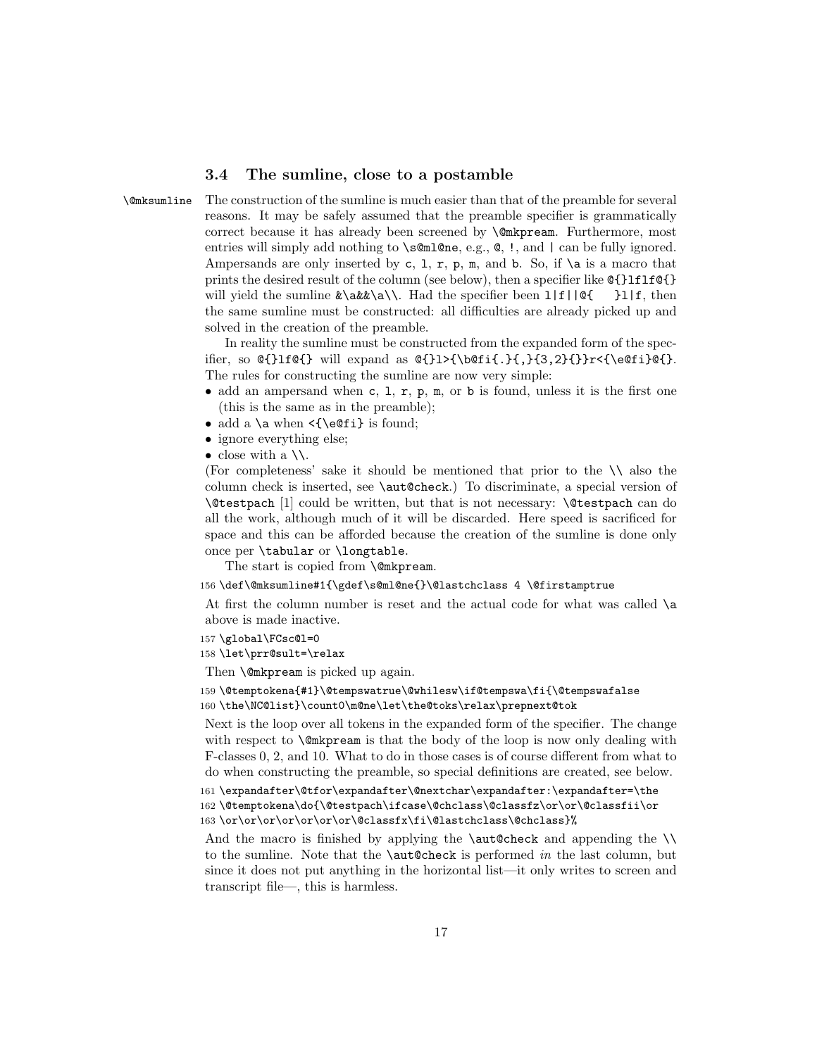### 3.4 The sumline, close to a postamble

`\@mksumline` The construction of the sumline is much easier than that of the preamble for several reasons. It may be safely assumed that the preamble specifier is grammatically correct because it has already been screened by `\@mkpream`. Furthermore, most entries will simply add nothing to `\s@ml@ne`, e.g., `@`, `!`, and `|` can be fully ignored. Ampersands are only inserted by `c`, `l`, `r`, `p`, `m`, and `b`. So, if `\a` is a macro that prints the desired result of the column (see below), then a specifier like `@{}lflf@{}` will yield the sumline `&\a&&\a\\`. Had the specifier been `l|f||@{    }l|f`, then the same sumline must be constructed: all difficulties are already picked up and solved in the creation of the preamble.

In reality the sumline must be constructed from the expanded form of the specifier, so `@{}lf@{}` will expand as `@{}l>{\b@fi{.}{,}{3,2}{}}r<{\e@fi}@{}`. The rules for constructing the sumline are now very simple:

- add an ampersand when `c`, `l`, `r`, `p`, `m`, or `b` is found, unless it is the first one (this is the same as in the preamble);
- add a `\a` when `<{\e@fi}` is found;
- ignore everything else;
- close with a `\\`.

(For completeness' sake it should be mentioned that prior to the `\\` also the column check is inserted, see `\aut@check`.) To discriminate, a special version of `\@testpach` [1] could be written, but that is not necessary: `\@testpach` can do all the work, although much of it will be discarded. Here speed is sacrificed for space and this can be afforded because the creation of the sumline is done only once per `\tabular` or `\longtable`.

The start is copied from `\@mkpream`.

```
156 \def\@mksumline#1{\gdef\s@ml@ne{}\@lastchclass 4 \@firstamptrue
```

At first the column number is reset and the actual code for what was called `\a` above is made inactive.

```
157 \global\FCsc@l=0
158 \let\prr@sult=\relax
```

Then `\@mkpream` is picked up again.

```
159 \@temptokena{#1}\@tempswatrue\@whilesw\if@tempswa\fi{\@tempswafalse
160 \the\NC@list}\count0\m@ne\let\the@toks\relax\prepnext@tok
```

Next is the loop over all tokens in the expanded form of the specifier. The change with respect to `\@mkpream` is that the body of the loop is now only dealing with F-classes 0, 2, and 10. What to do in those cases is of course different from what to do when constructing the preamble, so special definitions are created, see below.

```
161 \expandafter\@tfor\expandafter\@nextchar\expandafter:\expandafter=\the
162 \@temptokena\do{\@testpach\ifcase\@chclass\@classfz\or\or\@classfii\or
163 \or\or\or\or\or\or\or\@classfx\fi\@lastchclass\@chclass}%
```

And the macro is finished by applying the `\aut@check` and appending the `\\` to the sumline. Note that the `\aut@check` is performed *in* the last column, but since it does not put anything in the horizontal list—it only writes to screen and transcript file—, this is harmless.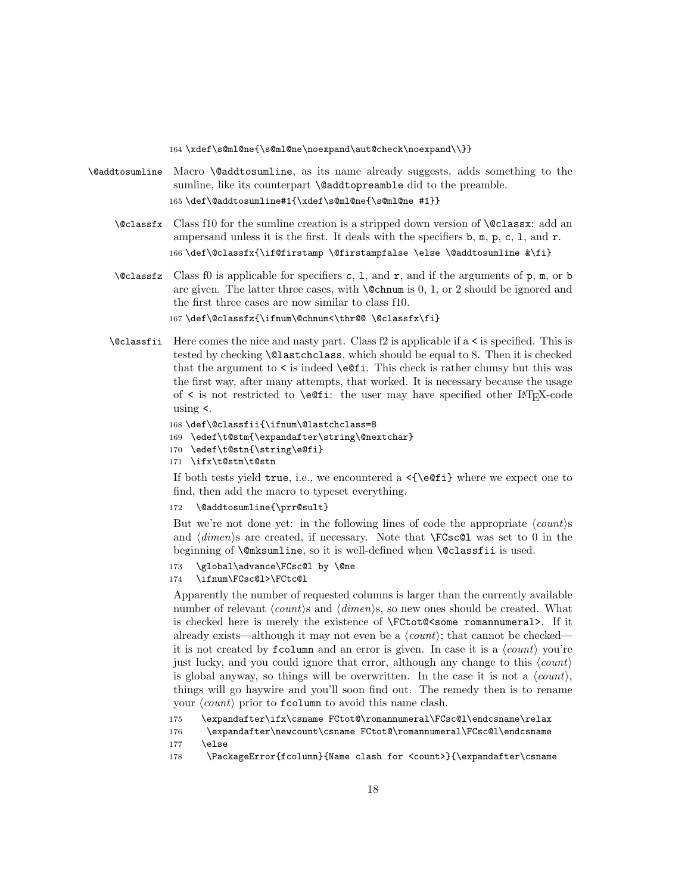```
164 \xdef\s@ml@ne{\s@ml@ne\noexpand\aut@check\noexpand\\}}
```

**\@addtosumline** Macro `\@addtosumline`, as its name already suggests, adds something to the sumline, like its counterpart `\@addtopreamble` did to the preamble.

```
165 \def\@addtosumline#1{\xdef\s@ml@ne{\s@ml@ne #1}}
```

**\@classfx** Class f10 for the sumline creation is a stripped down version of `\@classx`: add an ampersand unless it is the first. It deals with the specifiers `b`, `m`, `p`, `c`, `l`, and `r`.

```
166 \def\@classfx{\if@firstamp \@firstampfalse \else \@addtosumline &\fi}
```

**\@classfz** Class f0 is applicable for specifiers `c`, `l`, and `r`, and if the arguments of `p`, `m`, or `b` are given. The latter three cases, with `\@chnum` is 0, 1, or 2 should be ignored and the first three cases are now similar to class f10.

```
167 \def\@classfz{\ifnum\@chnum<\thr@@ \@classfx\fi}
```

**\@classfii** Here comes the nice and nasty part. Class f2 is applicable if a `<` is specified. This is tested by checking `\@lastchclass`, which should be equal to 8. Then it is checked that the argument to `<` is indeed `\e@fi`. This check is rather clumsy but this was the first way, after many attempts, that worked. It is necessary because the usage of `<` is not restricted to `\e@fi`: the user may have specified other LaTeX-code using `<`.

```
168 \def\@classfii{\ifnum\@lastchclass=8
169   \edef\t@stm{\expandafter\string\@nextchar}
170   \edef\t@stn{\string\e@fi}
171   \ifx\t@stm\t@stn
```

If both tests yield `true`, i.e., we encountered a `<{\e@fi}` where we expect one to find, then add the macro to typeset everything.

```
172   \@addtosumline{\prr@sult}
```

But we're not done yet: in the following lines of code the appropriate ⟨*count*⟩s and ⟨*dimen*⟩s are created, if necessary. Note that `\FCsc@l` was set to 0 in the beginning of `\@mksumline`, so it is well-defined when `\@classfii` is used.

```
173   \global\advance\FCsc@l by \@ne
174   \ifnum\FCsc@l>\FCtc@l
```

Apparently the number of requested columns is larger than the currently available number of relevant ⟨*count*⟩s and ⟨*dimen*⟩s, so new ones should be created. What is checked here is merely the existence of `\FCtot@<some romannumeral>`. If it already exists—although it may not even be a ⟨*count*⟩; that cannot be checked—it is not created by `fcolumn` and an error is given. In case it is a ⟨*count*⟩ you're just lucky, and you could ignore that error, although any change to this ⟨*count*⟩ is global anyway, so things will be overwritten. In the case it is not a ⟨*count*⟩, things will go haywire and you'll soon find out. The remedy then is to rename your ⟨*count*⟩ prior to `fcolumn` to avoid this name clash.

```
175   \expandafter\ifx\csname FCtot@\romannumeral\FCsc@l\endcsname\relax
176     \expandafter\newcount\csname FCtot@\romannumeral\FCsc@l\endcsname
177   \else
178     \PackageError{fcolumn}{Name clash for <count>}{\expandafter\csname
```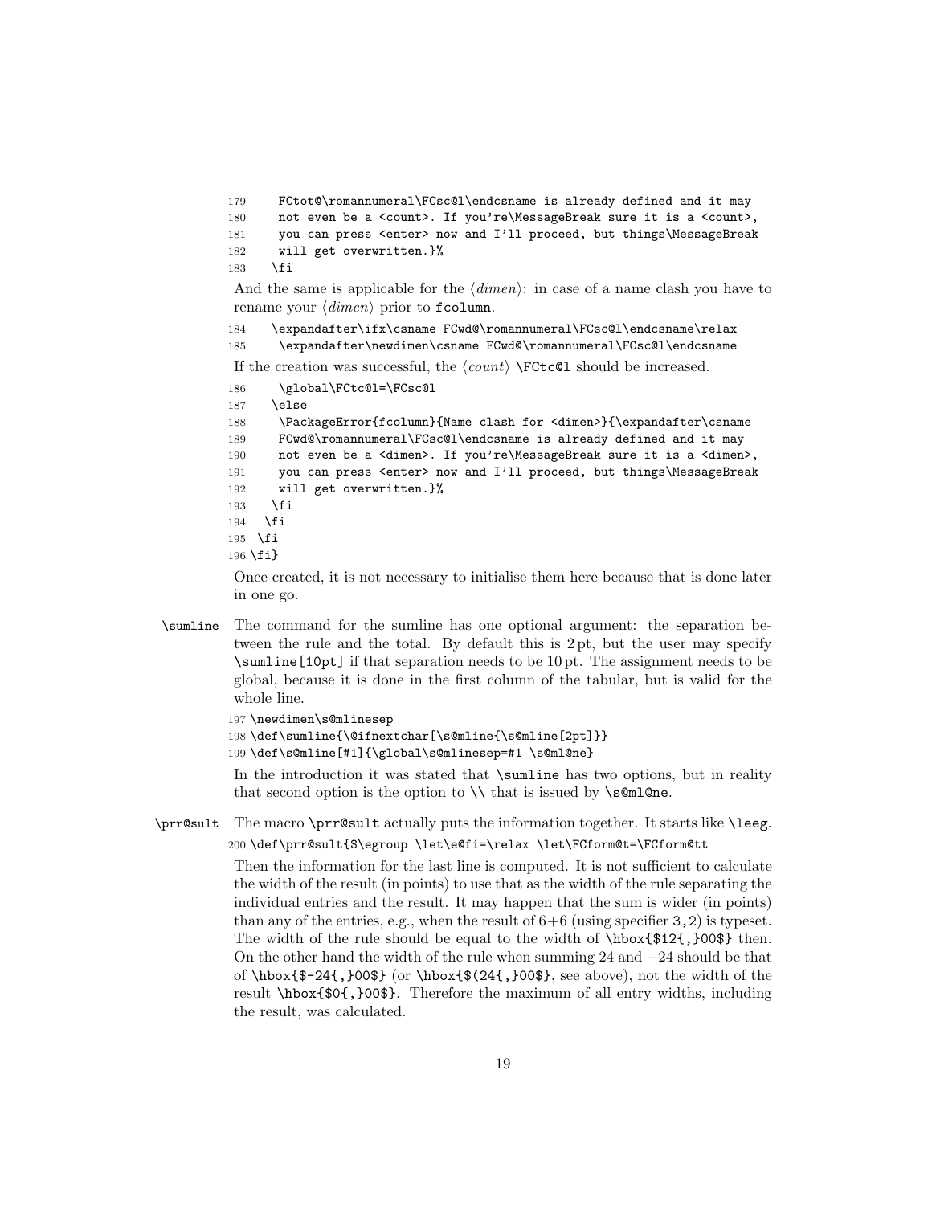```
179     FCtot@\romannumeral\FCsc@l\endcsname is already defined and it may
180     not even be a <count>. If you're\MessageBreak sure it is a <count>,
181     you can press <enter> now and I'll proceed, but things\MessageBreak
182     will get overwritten.}%
183    \fi
```

And the same is applicable for the ⟨*dimen*⟩: in case of a name clash you have to rename your ⟨*dimen*⟩ prior to `fcolumn`.

```
184    \expandafter\ifx\csname FCwd@\romannumeral\FCsc@l\endcsname\relax
185     \expandafter\newdimen\csname FCwd@\romannumeral\FCsc@l\endcsname
```

If the creation was successful, the ⟨*count*⟩ `\FCtc@l` should be increased.

```
186     \global\FCtc@l=\FCsc@l
187    \else
188     \PackageError{fcolumn}{Name clash for <dimen>}{\expandafter\csname
189     FCwd@\romannumeral\FCsc@l\endcsname is already defined and it may
190     not even be a <dimen>. If you're\MessageBreak sure it is a <dimen>,
191     you can press <enter> now and I'll proceed, but things\MessageBreak
192     will get overwritten.}%
193    \fi
194   \fi
195  \fi
196 \fi}
```

Once created, it is not necessary to initialise them here because that is done later in one go.

`\sumline` The command for the sumline has one optional argument: the separation between the rule and the total. By default this is 2 pt, but the user may specify `\sumline[10pt]` if that separation needs to be 10 pt. The assignment needs to be global, because it is done in the first column of the tabular, but is valid for the whole line.

```
197 \newdimen\s@mlinesep
198 \def\sumline{\@ifnextchar[\s@mline{\s@mline[2pt]}}
199 \def\s@mline[#1]{\global\s@mlinesep=#1 \s@ml@ne}
```

In the introduction it was stated that `\sumline` has two options, but in reality that second option is the option to `\\` that is issued by `\s@ml@ne`.

`\prr@sult` The macro `\prr@sult` actually puts the information together. It starts like `\leeg`.

```
200 \def\prr@sult{$\egroup \let\e@fi=\relax \let\FCform@t=\FCform@tt
```

Then the information for the last line is computed. It is not sufficient to calculate the width of the result (in points) to use that as the width of the rule separating the individual entries and the result. It may happen that the sum is wider (in points) than any of the entries, e.g., when the result of 6+6 (using specifier `3,2`) is typeset. The width of the rule should be equal to the width of `\hbox{$12{,}00$}` then. On the other hand the width of the rule when summing 24 and −24 should be that of `\hbox{$-24{,}00$}` (or `\hbox{$(24{,}00$}`, see above), not the width of the result `\hbox{$0{,}00$}`. Therefore the maximum of all entry widths, including the result, was calculated.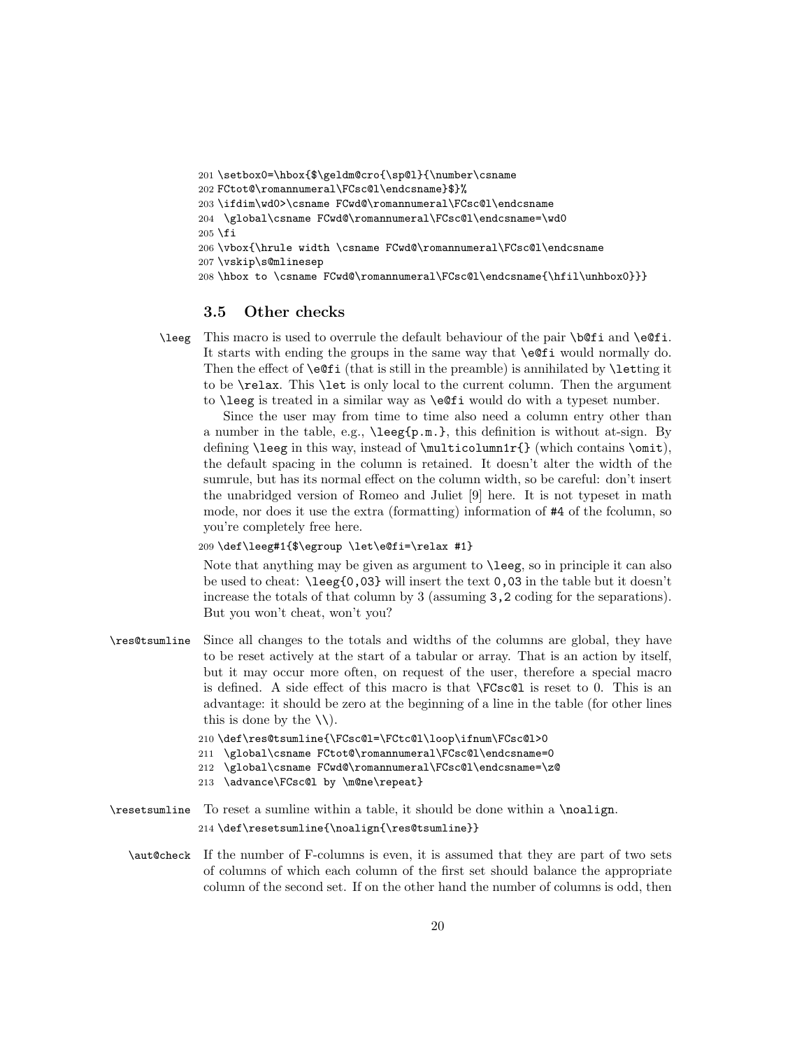```
201 \setbox0=\hbox{$\geldm@cro{\sp@l}{\number\csname
202 FCtot@\romannumeral\FCsc@l\endcsname}$}%
203 \ifdim\wd0>\csname FCwd@\romannumeral\FCsc@l\endcsname
204  \global\csname FCwd@\romannumeral\FCsc@l\endcsname=\wd0
205 \fi
206 \vbox{\hrule width \csname FCwd@\romannumeral\FCsc@l\endcsname
207 \vskip\s@mlinesep
208 \hbox to \csname FCwd@\romannumeral\FCsc@l\endcsname{\hfil\unhbox0}}}
```

### 3.5 Other checks

`\leeg` This macro is used to overrule the default behaviour of the pair `\b@fi` and `\e@fi`. It starts with ending the groups in the same way that `\e@fi` would normally do. Then the effect of `\e@fi` (that is still in the preamble) is annihilated by `\let`ting it to be `\relax`. This `\let` is only local to the current column. Then the argument to `\leeg` is treated in a similar way as `\e@fi` would do with a typeset number.

Since the user may from time to time also need a column entry other than a number in the table, e.g., `\leeg{p.m.}`, this definition is without at-sign. By defining `\leeg` in this way, instead of `\multicolumn1r{}` (which contains `\omit`), the default spacing in the column is retained. It doesn't alter the width of the sumrule, but has its normal effect on the column width, so be careful: don't insert the unabridged version of Romeo and Juliet [9] here. It is not typeset in math mode, nor does it use the extra (formatting) information of `#4` of the fcolumn, so you're completely free here.

```
209 \def\leeg#1{$\egroup \let\e@fi=\relax #1}
```

Note that anything may be given as argument to `\leeg`, so in principle it can also be used to cheat: `\leeg{0,03}` will insert the text `0,03` in the table but it doesn't increase the totals of that column by 3 (assuming `3,2` coding for the separations). But you won't cheat, won't you?

`\res@tsumline` Since all changes to the totals and widths of the columns are global, they have to be reset actively at the start of a tabular or array. That is an action by itself, but it may occur more often, on request of the user, therefore a special macro is defined. A side effect of this macro is that `\FCsc@l` is reset to 0. This is an advantage: it should be zero at the beginning of a line in the table (for other lines this is done by the `\\`).

```
210 \def\res@tsumline{\FCsc@l=\FCtc@l\loop\ifnum\FCsc@l>0
211  \global\csname FCtot@\romannumeral\FCsc@l\endcsname=0
212  \global\csname FCwd@\romannumeral\FCsc@l\endcsname=\z@
213  \advance\FCsc@l by \m@ne\repeat}
```

`\resetsumline` To reset a sumline within a table, it should be done within a `\noalign`.

```
214 \def\resetsumline{\noalign{\res@tsumline}}
```

`\aut@check` If the number of F-columns is even, it is assumed that they are part of two sets of columns of which each column of the first set should balance the appropriate column of the second set. If on the other hand the number of columns is odd, then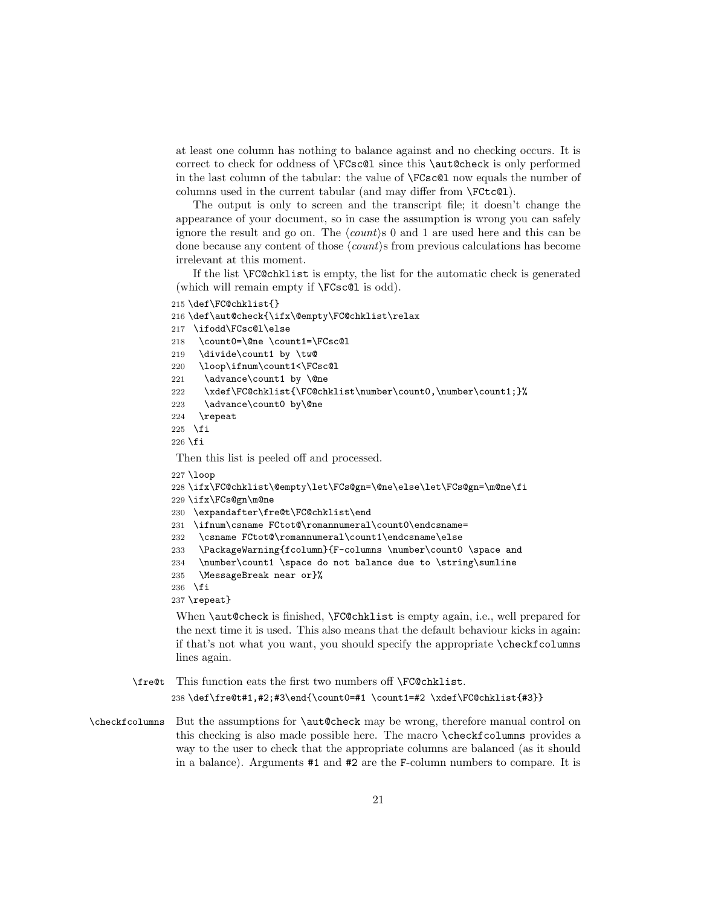at least one column has nothing to balance against and no checking occurs. It is correct to check for oddness of `\FCsc@l` since this `\aut@check` is only performed in the last column of the tabular: the value of `\FCsc@l` now equals the number of columns used in the current tabular (and may differ from `\FCtc@l`).

The output is only to screen and the transcript file; it doesn't change the appearance of your document, so in case the assumption is wrong you can safely ignore the result and go on. The ⟨*count*⟩s 0 and 1 are used here and this can be done because any content of those ⟨*count*⟩s from previous calculations has become irrelevant at this moment.

If the list `\FC@chklist` is empty, the list for the automatic check is generated (which will remain empty if `\FCsc@l` is odd).

```
215 \def\FC@chklist{}
216 \def\aut@check{\ifx\@empty\FC@chklist\relax
217  \ifodd\FCsc@l\else
218   \count0=\@ne \count1=\FCsc@l
219   \divide\count1 by \tw@
220   \loop\ifnum\count1<\FCsc@l
221    \advance\count1 by \@ne
222    \xdef\FC@chklist{\FC@chklist\number\count0,\number\count1;}%
223    \advance\count0 by\@ne
224   \repeat
225  \fi
226 \fi
```

Then this list is peeled off and processed.

```
227 \loop
228 \ifx\FC@chklist\@empty\let\FCs@gn=\@ne\else\let\FCs@gn=\m@ne\fi
229 \ifx\FCs@gn\m@ne
230  \expandafter\fre@t\FC@chklist\end
231  \ifnum\csname FCtot@\romannumeral\count0\endcsname=
232   \csname FCtot@\romannumeral\count1\endcsname\else
233   \PackageWarning{fcolumn}{F-columns \number\count0 \space and
234   \number\count1 \space do not balance due to \string\sumline
235   \MessageBreak near or}%
236  \fi
237 \repeat}
```

When `\aut@check` is finished, `\FC@chklist` is empty again, i.e., well prepared for the next time it is used. This also means that the default behaviour kicks in again: if that's not what you want, you should specify the appropriate `\checkfcolumns` lines again.

`\fre@t` This function eats the first two numbers off `\FC@chklist`.

```
238 \def\fre@t#1,#2;#3\end{\count0=#1 \count1=#2 \xdef\FC@chklist{#3}}
```

`\checkfcolumns` But the assumptions for `\aut@check` may be wrong, therefore manual control on this checking is also made possible here. The macro `\checkfcolumns` provides a way to the user to check that the appropriate columns are balanced (as it should in a balance). Arguments `#1` and `#2` are the F-column numbers to compare. It is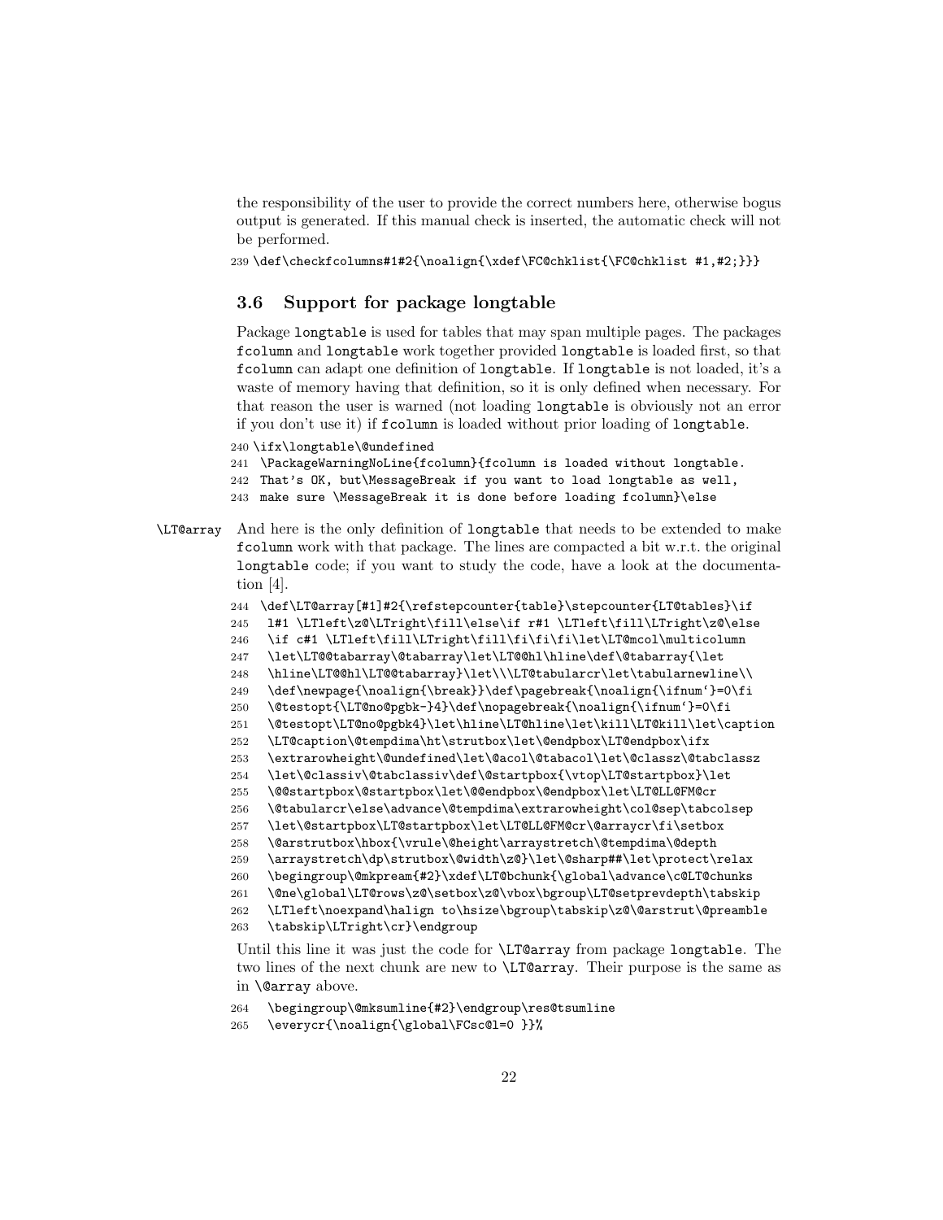the responsibility of the user to provide the correct numbers here, otherwise bogus output is generated. If this manual check is inserted, the automatic check will not be performed.

```
239 \def\checkfcolumns#1#2{\noalign{\xdef\FC@chklist{\FC@chklist #1,#2;}}}
```

### 3.6 Support for package longtable

Package `longtable` is used for tables that may span multiple pages. The packages `fcolumn` and `longtable` work together provided `longtable` is loaded first, so that `fcolumn` can adapt one definition of `longtable`. If `longtable` is not loaded, it's a waste of memory having that definition, so it is only defined when necessary. For that reason the user is warned (not loading `longtable` is obviously not an error if you don't use it) if `fcolumn` is loaded without prior loading of `longtable`.

```
240 \ifx\longtable\@undefined
241  \PackageWarningNoLine{fcolumn}{fcolumn is loaded without longtable.
242  That's OK, but\MessageBreak if you want to load longtable as well,
243  make sure \MessageBreak it is done before loading fcolumn}\else
```

`\LT@array` And here is the only definition of `longtable` that needs to be extended to make `fcolumn` work with that package. The lines are compacted a bit w.r.t. the original `longtable` code; if you want to study the code, have a look at the documentation [4].

```
244  \def\LT@array[#1]#2{\refstepcounter{table}\stepcounter{LT@tables}\if
245   l#1 \LTleft\z@\LTright\fill\else\if r#1 \LTleft\fill\LTright\z@\else
246   \if c#1 \LTleft\fill\LTright\fill\fi\fi\fi\let\LT@mcol\multicolumn
247   \let\LT@@tabarray\@tabarray\let\LT@@hl\hline\def\@tabarray{\let
248   \hline\LT@@hl\LT@@tabarray}\let\\\LT@tabularcr\let\tabularnewline\\
249   \def\newpage{\noalign{\break}}\def\pagebreak{\noalign{\ifnum`}=0\fi
250   \@testopt{\LT@no@pgbk-}4}\def\nopagebreak{\noalign{\ifnum`}=0\fi
251   \@testopt\LT@no@pgbk4}\let\hline\LT@hline\let\kill\LT@kill\let\caption
252   \LT@caption\@tempdima\ht\strutbox\let\@endpbox\LT@endpbox\ifx
253   \extrarowheight\@undefined\let\@acol\@tabacol\let\@classz\@tabclassz
254   \let\@classiv\@tabclassiv\def\@startpbox{\vtop\LT@startpbox}\let
255   \@@startpbox\@startpbox\let\@@endpbox\@endpbox\let\LT@LL@FM@cr
256   \@tabularcr\else\advance\@tempdima\extrarowheight\col@sep\tabcolsep
257   \let\@startpbox\LT@startpbox\let\LT@LL@FM@cr\@arraycr\fi\setbox
258   \@arstrutbox\hbox{\vrule\@height\arraystretch\@tempdima\@depth
259   \arraystretch\dp\strutbox\@width\z@}\let\@sharp##\let\protect\relax
260   \begingroup\@mkpream{#2}\xdef\LT@bchunk{\global\advance\c@LT@chunks
261   \@ne\global\LT@rows\z@\setbox\z@\vbox\bgroup\LT@setprevdepth\tabskip
262   \LTleft\noexpand\halign to\hsize\bgroup\tabskip\z@\@arstrut\@preamble
263   \tabskip\LTright\cr}\endgroup
```

Until this line it was just the code for `\LT@array` from package `longtable`. The two lines of the next chunk are new to `\LT@array`. Their purpose is the same as in `\@array` above.

```
264   \begingroup\@mksumline{#2}\endgroup\res@tsumline
265   \everycr{\noalign{\global\FCsc@l=0 }}%
```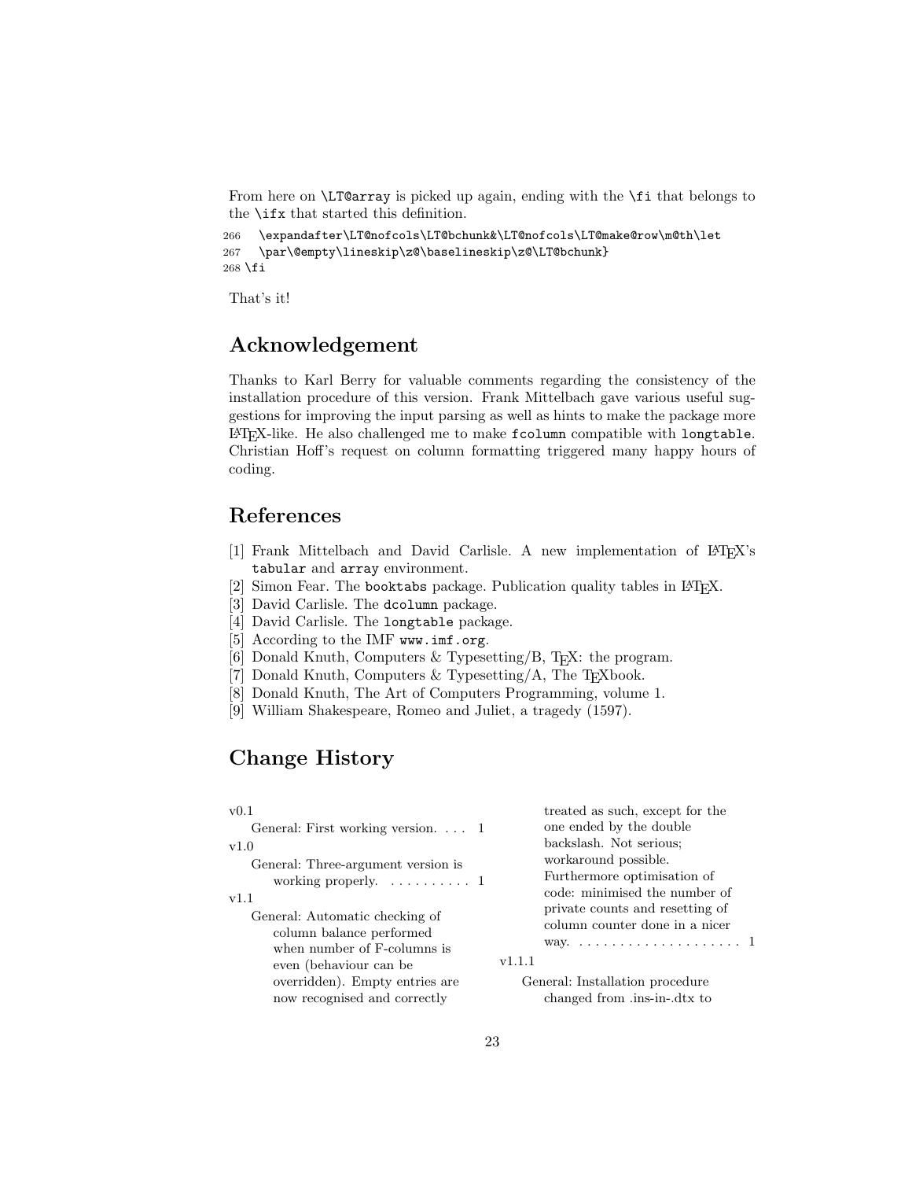From here on `\LT@array` is picked up again, ending with the `\fi` that belongs to the `\ifx` that started this definition.

```
266   \expandafter\LT@nofcols\LT@bchunk&\LT@nofcols\LT@make@row\m@th\let
267   \par\@empty\lineskip\z@\baselineskip\z@\LT@bchunk}
268 \fi
```

That's it!

## Acknowledgement

Thanks to Karl Berry for valuable comments regarding the consistency of the installation procedure of this version. Frank Mittelbach gave various useful suggestions for improving the input parsing as well as hints to make the package more LaTeX-like. He also challenged me to make `fcolumn` compatible with `longtable`. Christian Hoff's request on column formatting triggered many happy hours of coding.

## References

[1] Frank Mittelbach and David Carlisle. A new implementation of LaTeX's `tabular` and `array` environment.
[2] Simon Fear. The `booktabs` package. Publication quality tables in LaTeX.
[3] David Carlisle. The `dcolumn` package.
[4] David Carlisle. The `longtable` package.
[5] According to the IMF `www.imf.org`.
[6] Donald Knuth, Computers & Typesetting/B, TeX: the program.
[7] Donald Knuth, Computers & Typesetting/A, The TeXbook.
[8] Donald Knuth, The Art of Computers Programming, volume 1.
[9] William Shakespeare, Romeo and Juliet, a tragedy (1597).

## Change History

v0.1
    General: First working version. . . . 1

v1.0
    General: Three-argument version is working properly. . . . . . . . . . . 1

v1.1
    General: Automatic checking of column balance performed when number of F-columns is even (behaviour can be overridden). Empty entries are now recognised and correctly treated as such, except for the one ended by the double backslash. Not serious; workaround possible. Furthermore optimisation of code: minimised the number of private counts and resetting of column counter done in a nicer way. . . . . . . . . . . . . . . . . . . . . 1

v1.1.1
    General: Installation procedure changed from .ins-in-.dtx to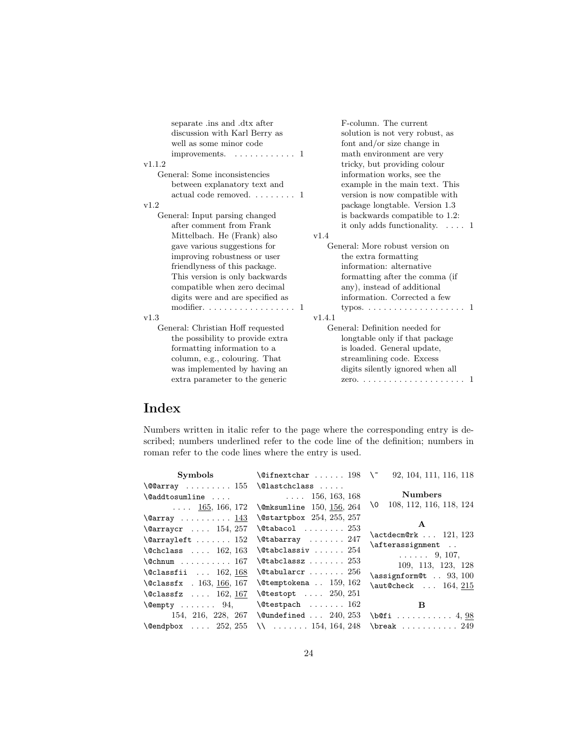separate .ins and .dtx after discussion with Karl Berry as well as some minor code improvements. . . . . . . . . . . . . 1

v1.1.2

General: Some inconsistencies between explanatory text and actual code removed. . . . . . . . . 1

v1.2

General: Input parsing changed after comment from Frank Mittelbach. He (Frank) also gave various suggestions for improving robustness or user friendlyness of this package. This version is only backwards compatible when zero decimal digits were and are specified as modifier. . . . . . . . . . . . . . . . . . 1

v1.3

General: Christian Hoff requested the possibility to provide extra formatting information to a column, e.g., colouring. That was implemented by having an extra parameter to the generic F-column. The current solution is not very robust, as font and/or size change in math environment are very tricky, but providing colour information works, see the example in the main text. This version is now compatible with package longtable. Version 1.3 is backwards compatible to 1.2: it only adds functionality. . . . . 1

v1.4

General: More robust version on the extra formatting information: alternative formatting after the comma (if any), instead of additional information. Corrected a few typos. . . . . . . . . . . . . . . . . . . . 1

v1.4.1

General: Definition needed for longtable only if that package is loaded. General update, streamlining code. Excess digits silently ignored when all zero. . . . . . . . . . . . . . . . . . . . . 1

# Index

Numbers written in italic refer to the page where the corresponding entry is described; numbers underlined refer to the code line of the definition; numbers in roman refer to the code lines where the entry is used.

**Symbols**

`\@@array` . . . . . . . . . 155
`\@addtosumline` . . . . . . . . 165, 166, 172
`\@array` . . . . . . . . . . 143
`\@arraycr` . . . . 154, 257
`\@arrayleft` . . . . . . . 152
`\@chclass` . . . . 162, 163
`\@chnum` . . . . . . . . . . 167
`\@classfii` . . . 162, 168
`\@classfx` . 163, 166, 167
`\@classfz` . . . . 162, 167
`\@empty` . . . . . . . 94, 154, 216, 228, 267
`\@endpbox` . . . . 252, 255
`\@ifnextchar` . . . . . . 198
`\@lastchclass` . . . . . . . . . 156, 163, 168
`\@mksumline` 150, 156, 264
`\@startpbox` 254, 255, 257
`\@tabacol` . . . . . . . . 253
`\@tabarray` . . . . . . . 247
`\@tabclassiv` . . . . . . 254
`\@tabclassz` . . . . . . . 253
`\@tabularcr` . . . . . . . 256
`\@temptokena` . . 159, 162
`\@testopt` . . . . 250, 251
`\@testpach` . . . . . . . 162
`\@undefined` . . . 240, 253
`\\` . . . . . . . 154, 164, 248
`\~` 92, 104, 111, 116, 118

**Numbers**

`\0` 108, 112, 116, 118, 124

**A**

`\actdecm@rk` . . . 121, 123
`\afterassignment` . . . . . . . . 9, 107, 109, 113, 123, 128
`\assignform@t` . . 93, 100
`\aut@check` . . . 164, 215

**B**

`\b@fi` . . . . . . . . . . . 4, 98
`\break` . . . . . . . . . . . 249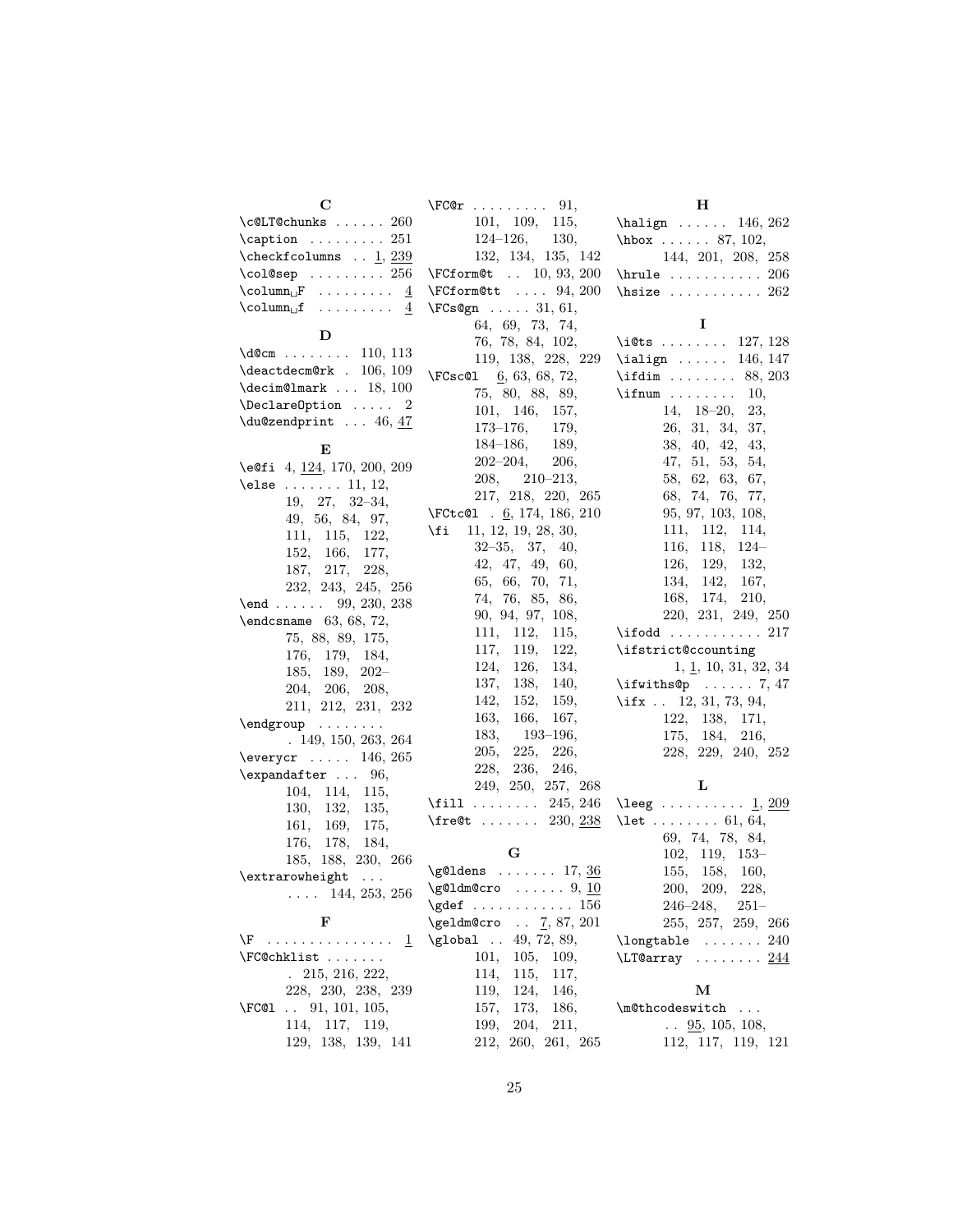**C**

\c@LT@chunks . . . . . . 260
\caption . . . . . . . . . 251
\checkfcolumns . . 1, 239
\col@sep . . . . . . . . . 256
\column␣F . . . . . . . . . 4
\column␣f . . . . . . . . . 4

**D**

\d@cm . . . . . . . . 110, 113
\deactdecm@rk . 106, 109
\decim@lmark . . . 18, 100
\DeclareOption . . . . . 2
\du@zendprint . . . 46, 47

**E**

\e@fi 4, 124, 170, 200, 209
\else . . . . . . . 11, 12, 19, 27, 32–34, 49, 56, 84, 97, 111, 115, 122, 152, 166, 177, 187, 217, 228, 232, 243, 245, 256
\end . . . . . . 99, 230, 238
\endcsname 63, 68, 72, 75, 88, 89, 175, 176, 179, 184, 185, 189, 202–204, 206, 208, 211, 212, 231, 232
\endgroup . . . . . . . . 149, 150, 263, 264
\everycr . . . . . 146, 265
\expandafter . . . 96, 104, 114, 115, 130, 132, 135, 161, 169, 175, 176, 178, 184, 185, 188, 230, 266
\extrarowheight . . . . . . . 144, 253, 256

**F**

\F . . . . . . . . . . . . . . . 1
\FC@chklist . . . . . . . 215, 216, 222, 228, 230, 238, 239
\FC@l . . 91, 101, 105, 114, 117, 119, 129, 138, 139, 141
\FC@r . . . . . . . . . 91, 101, 109, 115, 124–126, 130, 132, 134, 135, 142
\FCform@t . . 10, 93, 200
\FCform@tt . . . . 94, 200
\FCs@gn . . . . . 31, 61, 64, 69, 73, 74, 76, 78, 84, 102, 119, 138, 228, 229
\FCsc@l 6, 63, 68, 72, 75, 80, 88, 89, 101, 146, 157, 173–176, 179, 184–186, 189, 202–204, 206, 208, 210–213, 217, 218, 220, 265
\FCtc@l . 6, 174, 186, 210
\fi 11, 12, 19, 28, 30, 32–35, 37, 40, 42, 47, 49, 60, 65, 66, 70, 71, 74, 76, 85, 86, 90, 94, 97, 108, 111, 112, 115, 117, 119, 122, 124, 126, 134, 137, 138, 140, 142, 152, 159, 163, 166, 167, 183, 193–196, 205, 225, 226, 228, 236, 246, 249, 250, 257, 268
\fill . . . . . . . . 245, 246
\fre@t . . . . . . . 230, 238

**G**

\g@ldens . . . . . . . 17, 36
\g@ldm@cro . . . . . . 9, 10
\gdef . . . . . . . . . . . . 156
\geldm@cro . . 7, 87, 201
\global . . 49, 72, 89, 101, 105, 109, 114, 115, 117, 119, 124, 146, 157, 173, 186, 199, 204, 211, 212, 260, 261, 265

**H**

\halign . . . . . . 146, 262
\hbox . . . . . . 87, 102, 144, 201, 208, 258
\hrule . . . . . . . . . . . 206
\hsize . . . . . . . . . . . 262

**I**

\i@ts . . . . . . . . 127, 128
\ialign . . . . . . 146, 147
\ifdim . . . . . . . . 88, 203
\ifnum . . . . . . . . 10, 14, 18–20, 23, 26, 31, 34, 37, 38, 40, 42, 43, 47, 51, 53, 54, 58, 62, 63, 67, 68, 74, 76, 77, 95, 97, 103, 108, 111, 112, 114, 116, 118, 124–126, 129, 132, 134, 142, 167, 168, 174, 210, 220, 231, 249, 250
\ifodd . . . . . . . . . . . 217
\ifstrict@ccounting 1, 1, 10, 31, 32, 34
\ifwiths@p . . . . . . 7, 47
\ifx . . 12, 31, 73, 94, 122, 138, 171, 175, 184, 216, 228, 229, 240, 252

**L**

\leeg . . . . . . . . . . 1, 209
\let . . . . . . . . 61, 64, 69, 74, 78, 84, 102, 119, 153–155, 158, 160, 200, 209, 228, 246–248, 251–255, 257, 259, 266
\longtable . . . . . . . 240
\LT@array . . . . . . . . 244

**M**

\m@thcodeswitch . . . . . 95, 105, 108, 112, 117, 119, 121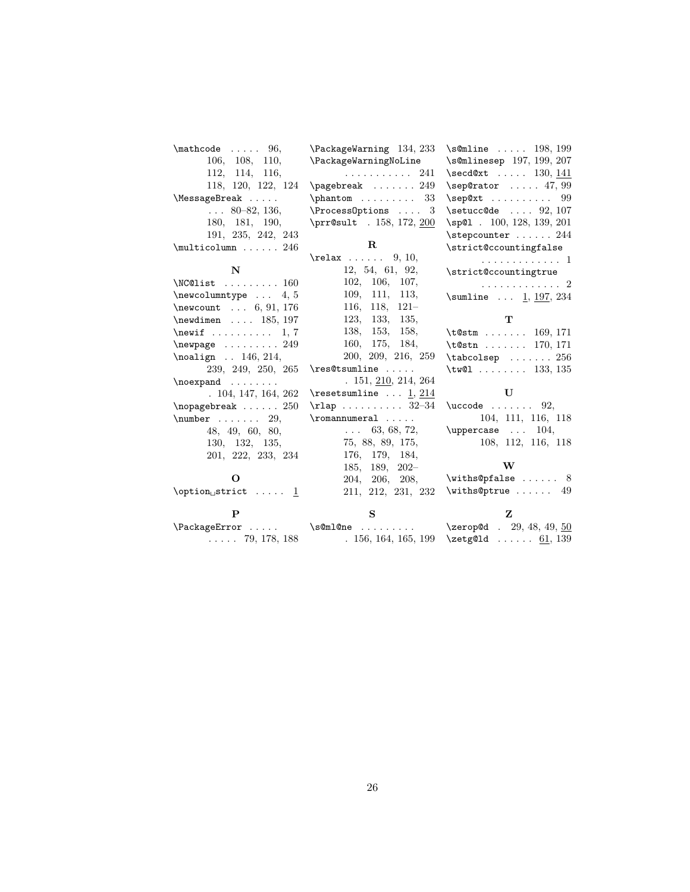\mathcode . . . . . 96, 106, 108, 110, 112, 114, 116, 118, 120, 122, 124

\MessageBreak . . . . . . . . 80–82, 136, 180, 181, 190, 191, 235, 242, 243

\multicolumn . . . . . . 246

**N**

\NC@list . . . . . . . . . 160

\newcolumntype . . . 4, 5

\newcount . . . 6, 91, 176

\newdimen . . . . 185, 197

\newif . . . . . . . . . . 1, 7

\newpage . . . . . . . . . 249

\noalign . . 146, 214, 239, 249, 250, 265

\noexpand . . . . . . . . . 104, 147, 164, 262

\nopagebreak . . . . . . 250

\number . . . . . . . 29, 48, 49, 60, 80, 130, 132, 135, 201, 222, 233, 234

**O**

\option␣strict . . . . . 1

**P**

\PackageError . . . . . . . . . . 79, 178, 188

\PackageWarning 134, 233

\PackageWarningNoLine . . . . . . . . . . . 241

\pagebreak . . . . . . . 249

\phantom . . . . . . . . . 33

\ProcessOptions . . . . 3

\prr@sult . 158, 172, 200

**R**

\relax . . . . . . 9, 10, 12, 54, 61, 92, 102, 106, 107, 109, 111, 113, 116, 118, 121–123, 133, 135, 138, 153, 158, 160, 175, 184, 200, 209, 216, 259

\res@tsumline . . . . . . 151, 210, 214, 264

\resetsumline . . . 1, 214

\rlap . . . . . . . . . . 32–34

\romannumeral . . . . . . . . 63, 68, 72, 75, 88, 89, 175, 176, 179, 184, 185, 189, 202–204, 206, 208, 211, 212, 231, 232

**S**

\s@ml@ne . . . . . . . . . . 156, 164, 165, 199

\s@mline . . . . . 198, 199

\s@mlinesep 197, 199, 207

\secd@xt . . . . . 130, 141

\sep@rator . . . . . 47, 99

\sep@xt . . . . . . . . . . 99

\setucc@de . . . . 92, 107

\sp@l . 100, 128, 139, 201

\stepcounter . . . . . . 244

\strict@ccountingfalse . . . . . . . . . . . . . 1

\strict@ccountingtrue . . . . . . . . . . . . . 2

\sumline . . . 1, 197, 234

**T**

\t@stm . . . . . . . 169, 171

\t@stn . . . . . . . 170, 171

\tabcolsep . . . . . . . 256

\tw@l . . . . . . . . 133, 135

**U**

\uccode . . . . . . . 92, 104, 111, 116, 118

\uppercase . . . 104, 108, 112, 116, 118

**W**

\withs@pfalse . . . . . . 8

\withs@ptrue . . . . . . 49

**Z**

\zerop@d . 29, 48, 49, 50

\zetg@ld . . . . . . 61, 139